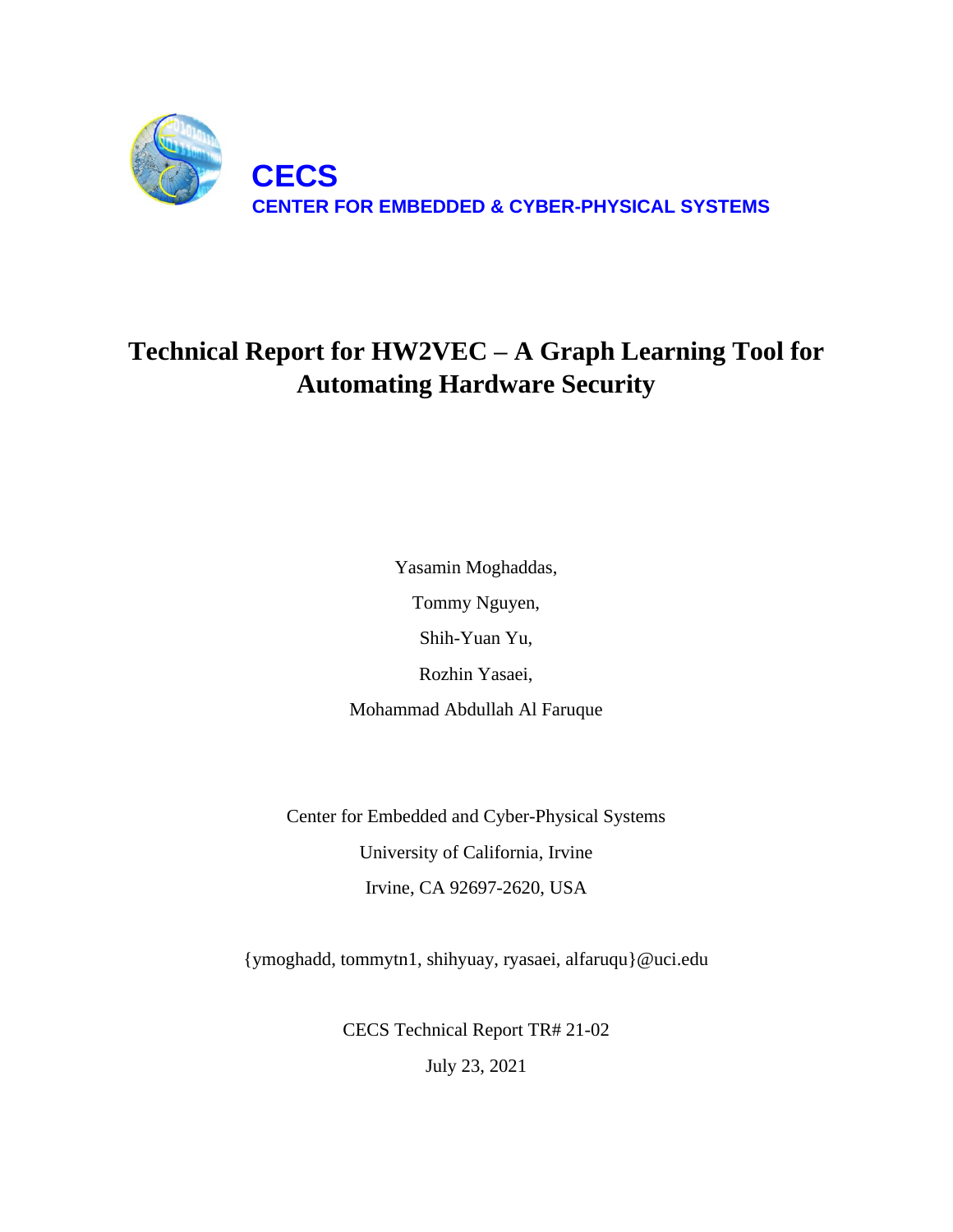**CECS**

**CENTER FOR EMBEDDED & CYBER-PHYSICAL SYSTEMS**

# Technical Report for HW2VEC – A Graph Learning Tool for Automating Hardware Security

Yasamin Moghaddas,

Tommy Nguyen,

Shih-Yuan Yu,

Rozhin Yasaei,

Mohammad Abdullah Al Faruque

Center for Embedded and Cyber-Physical Systems

University of California, Irvine

Irvine, CA 92697-2620, USA

{ymoghadd, tommytn1, shihyuay, ryasaei, alfaruqu}@uci.edu

CECS Technical Report TR# 21-02

July 23, 2021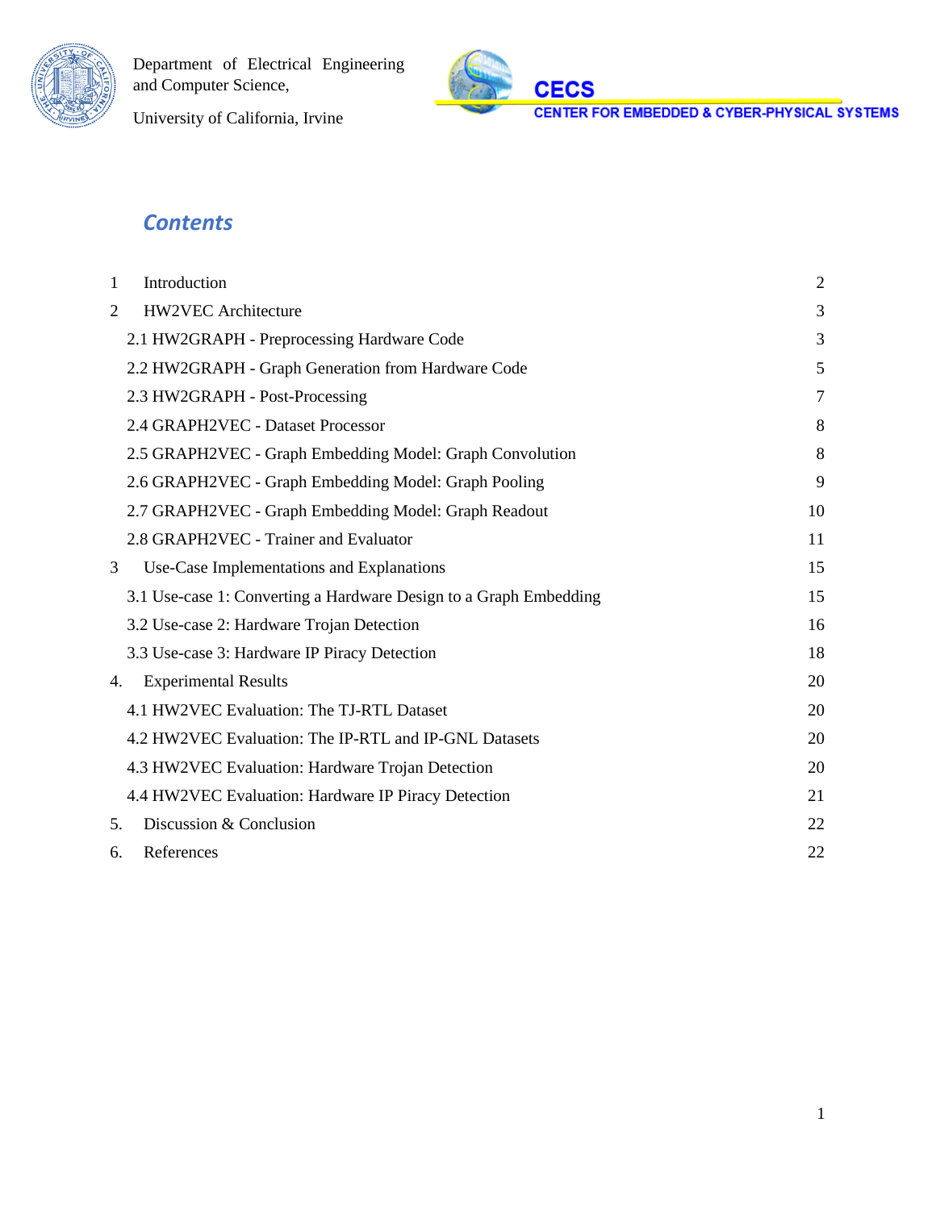Department of Electrical Engineering and Computer Science,

University of California, Irvine

CECS
CENTER FOR EMBEDDED & CYBER-PHYSICAL SYSTEMS

## *Contents*

| | | |
|---|---|---|
| 1 | Introduction | 2 |
| 2 | HW2VEC Architecture | 3 |
| | 2.1 HW2GRAPH - Preprocessing Hardware Code | 3 |
| | 2.2 HW2GRAPH - Graph Generation from Hardware Code | 5 |
| | 2.3 HW2GRAPH - Post-Processing | 7 |
| | 2.4 GRAPH2VEC - Dataset Processor | 8 |
| | 2.5 GRAPH2VEC - Graph Embedding Model: Graph Convolution | 8 |
| | 2.6 GRAPH2VEC - Graph Embedding Model: Graph Pooling | 9 |
| | 2.7 GRAPH2VEC - Graph Embedding Model: Graph Readout | 10 |
| | 2.8 GRAPH2VEC - Trainer and Evaluator | 11 |
| 3 | Use-Case Implementations and Explanations | 15 |
| | 3.1 Use-case 1: Converting a Hardware Design to a Graph Embedding | 15 |
| | 3.2 Use-case 2: Hardware Trojan Detection | 16 |
| | 3.3 Use-case 3: Hardware IP Piracy Detection | 18 |
| 4. | Experimental Results | 20 |
| | 4.1 HW2VEC Evaluation: The TJ-RTL Dataset | 20 |
| | 4.2 HW2VEC Evaluation: The IP-RTL and IP-GNL Datasets | 20 |
| | 4.3 HW2VEC Evaluation: Hardware Trojan Detection | 20 |
| | 4.4 HW2VEC Evaluation: Hardware IP Piracy Detection | 21 |
| 5. | Discussion & Conclusion | 22 |
| 6. | References | 22 |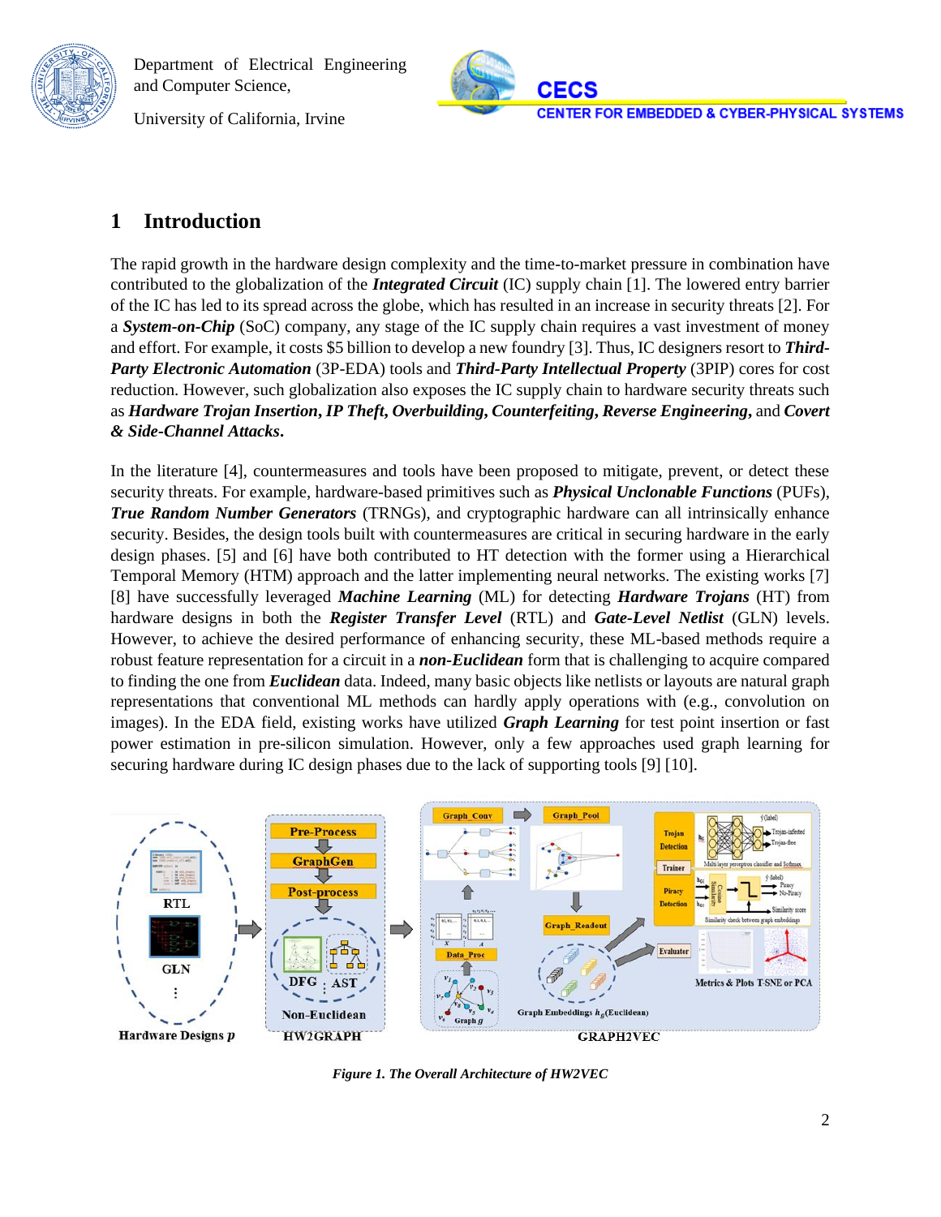# 1 Introduction

The rapid growth in the hardware design complexity and the time-to-market pressure in combination have contributed to the globalization of the ***Integrated Circuit*** (IC) supply chain [1]. The lowered entry barrier of the IC has led to its spread across the globe, which has resulted in an increase in security threats [2]. For a ***System-on-Chip*** (SoC) company, any stage of the IC supply chain requires a vast investment of money and effort. For example, it costs $5 billion to develop a new foundry [3]. Thus, IC designers resort to ***Third-Party Electronic Automation*** (3P-EDA) tools and ***Third-Party Intellectual Property*** (3PIP) cores for cost reduction. However, such globalization also exposes the IC supply chain to hardware security threats such as ***Hardware Trojan Insertion***, ***IP Theft***, ***Overbuilding***, ***Counterfeiting***, ***Reverse Engineering***, and ***Covert & Side-Channel Attacks***.

In the literature [4], countermeasures and tools have been proposed to mitigate, prevent, or detect these security threats. For example, hardware-based primitives such as ***Physical Unclonable Functions*** (PUFs), ***True Random Number Generators*** (TRNGs), and cryptographic hardware can all intrinsically enhance security. Besides, the design tools built with countermeasures are critical in securing hardware in the early design phases. [5] and [6] have both contributed to HT detection with the former using a Hierarchical Temporal Memory (HTM) approach and the latter implementing neural networks. The existing works [7] [8] have successfully leveraged ***Machine Learning*** (ML) for detecting ***Hardware Trojans*** (HT) from hardware designs in both the ***Register Transfer Level*** (RTL) and ***Gate-Level Netlist*** (GLN) levels. However, to achieve the desired performance of enhancing security, these ML-based methods require a robust feature representation for a circuit in a ***non-Euclidean*** form that is challenging to acquire compared to finding the one from ***Euclidean*** data. Indeed, many basic objects like netlists or layouts are natural graph representations that conventional ML methods can hardly apply operations with (e.g., convolution on images). In the EDA field, existing works have utilized ***Graph Learning*** for test point insertion or fast power estimation in pre-silicon simulation. However, only a few approaches used graph learning for securing hardware during IC design phases due to the lack of supporting tools [9] [10].

*Figure 1. The Overall Architecture of HW2VEC*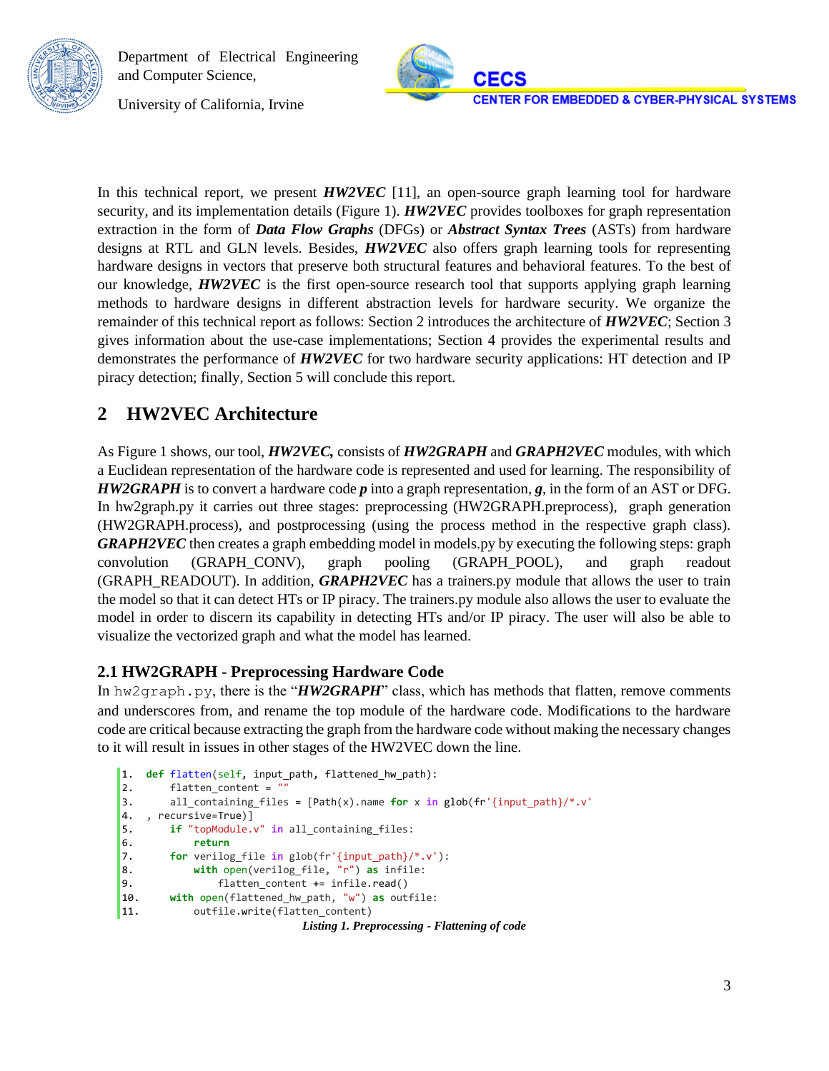In this technical report, we present ***HW2VEC*** [11], an open-source graph learning tool for hardware security, and its implementation details (Figure 1). ***HW2VEC*** provides toolboxes for graph representation extraction in the form of ***Data Flow Graphs*** (DFGs) or ***Abstract Syntax Trees*** (ASTs) from hardware designs at RTL and GLN levels. Besides, ***HW2VEC*** also offers graph learning tools for representing hardware designs in vectors that preserve both structural features and behavioral features. To the best of our knowledge, ***HW2VEC*** is the first open-source research tool that supports applying graph learning methods to hardware designs in different abstraction levels for hardware security. We organize the remainder of this technical report as follows: Section 2 introduces the architecture of ***HW2VEC***; Section 3 gives information about the use-case implementations; Section 4 provides the experimental results and demonstrates the performance of ***HW2VEC*** for two hardware security applications: HT detection and IP piracy detection; finally, Section 5 will conclude this report.

## 2 HW2VEC Architecture

As Figure 1 shows, our tool, ***HW2VEC,*** consists of ***HW2GRAPH*** and ***GRAPH2VEC*** modules, with which a Euclidean representation of the hardware code is represented and used for learning. The responsibility of ***HW2GRAPH*** is to convert a hardware code ***p*** into a graph representation, ***g***, in the form of an AST or DFG. In hw2graph.py it carries out three stages: preprocessing (HW2GRAPH.preprocess), graph generation (HW2GRAPH.process), and postprocessing (using the process method in the respective graph class). ***GRAPH2VEC*** then creates a graph embedding model in models.py by executing the following steps: graph convolution (GRAPH_CONV), graph pooling (GRAPH_POOL), and graph readout (GRAPH_READOUT). In addition, ***GRAPH2VEC*** has a trainers.py module that allows the user to train the model so that it can detect HTs or IP piracy. The trainers.py module also allows the user to evaluate the model in order to discern its capability in detecting HTs and/or IP piracy. The user will also be able to visualize the vectorized graph and what the model has learned.

### 2.1 HW2GRAPH - Preprocessing Hardware Code

In `hw2graph.py`, there is the "***HW2GRAPH***" class, which has methods that flatten, remove comments and underscores from, and rename the top module of the hardware code. Modifications to the hardware code are critical because extracting the graph from the hardware code without making the necessary changes to it will result in issues in other stages of the HW2VEC down the line.

```
1.  def flatten(self, input_path, flattened_hw_path):
2.      flatten_content = ""
3.      all_containing_files = [Path(x).name for x in glob(fr'{input_path}/*.v'
4.  , recursive=True)]
5.      if "topModule.v" in all_containing_files:
6.          return
7.      for verilog_file in glob(fr'{input_path}/*.v'):
8.          with open(verilog_file, "r") as infile:
9.              flatten_content += infile.read()
10.     with open(flattened_hw_path, "w") as outfile:
11.         outfile.write(flatten_content)
```

***Listing 1. Preprocessing - Flattening of code***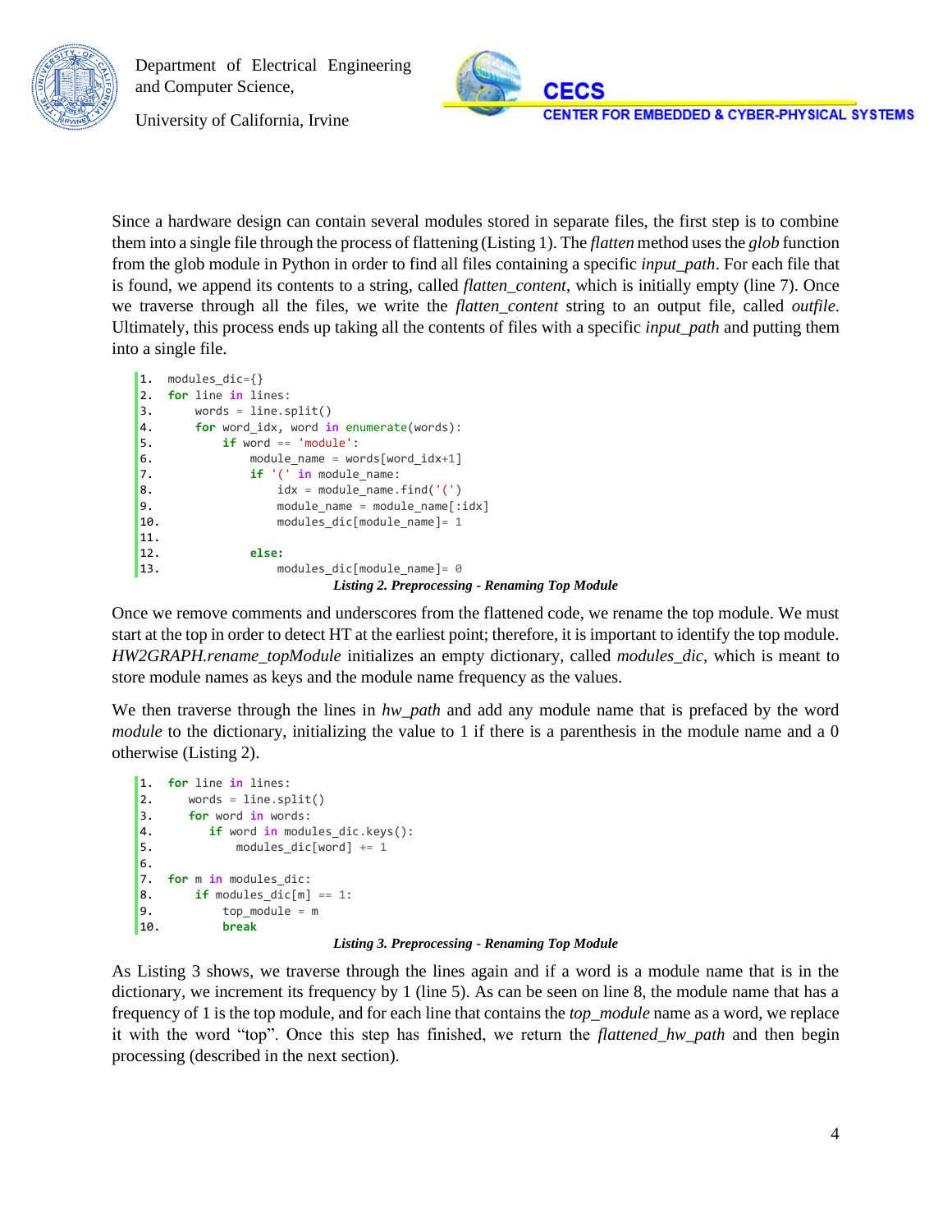Since a hardware design can contain several modules stored in separate files, the first step is to combine them into a single file through the process of flattening (Listing 1). The *flatten* method uses the *glob* function from the glob module in Python in order to find all files containing a specific *input_path*. For each file that is found, we append its contents to a string, called *flatten_content*, which is initially empty (line 7). Once we traverse through all the files, we write the *flatten_content* string to an output file, called *outfile*. Ultimately, this process ends up taking all the contents of files with a specific *input_path* and putting them into a single file.

```
1.  modules_dic={}
2.  for line in lines:
3.      words = line.split()
4.      for word_idx, word in enumerate(words):
5.          if word == 'module':
6.              module_name = words[word_idx+1]
7.              if '(' in module_name:
8.                  idx = module_name.find('(')
9.                  module_name = module_name[:idx]
10.                 modules_dic[module_name]= 1
11.
12.             else:
13.                 modules_dic[module_name]= 0
```

***Listing 2. Preprocessing - Renaming Top Module***

Once we remove comments and underscores from the flattened code, we rename the top module. We must start at the top in order to detect HT at the earliest point; therefore, it is important to identify the top module. *HW2GRAPH.rename_topModule* initializes an empty dictionary, called *modules_dic*, which is meant to store module names as keys and the module name frequency as the values.

We then traverse through the lines in *hw_path* and add any module name that is prefaced by the word *module* to the dictionary, initializing the value to 1 if there is a parenthesis in the module name and a 0 otherwise (Listing 2).

```
1.  for line in lines:
2.     words = line.split()
3.     for word in words:
4.        if word in modules_dic.keys():
5.            modules_dic[word] += 1
6.
7.  for m in modules_dic:
8.      if modules_dic[m] == 1:
9.          top_module = m
10.         break
```

***Listing 3. Preprocessing - Renaming Top Module***

As Listing 3 shows, we traverse through the lines again and if a word is a module name that is in the dictionary, we increment its frequency by 1 (line 5). As can be seen on line 8, the module name that has a frequency of 1 is the top module, and for each line that contains the *top_module* name as a word, we replace it with the word "top". Once this step has finished, we return the *flattened_hw_path* and then begin processing (described in the next section).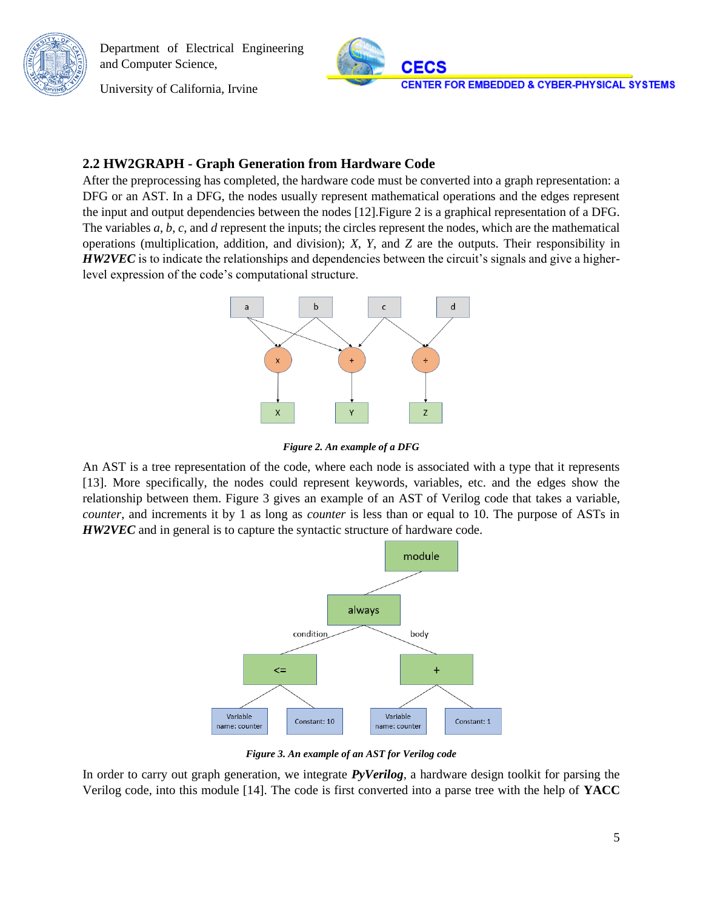## 2.2 HW2GRAPH - Graph Generation from Hardware Code

After the preprocessing has completed, the hardware code must be converted into a graph representation: a DFG or an AST. In a DFG, the nodes usually represent mathematical operations and the edges represent the input and output dependencies between the nodes [12].Figure 2 is a graphical representation of a DFG. The variables *a*, *b*, *c*, and *d* represent the inputs; the circles represent the nodes, which are the mathematical operations (multiplication, addition, and division); *X*, *Y*, and *Z* are the outputs. Their responsibility in ***HW2VEC*** is to indicate the relationships and dependencies between the circuit's signals and give a higher-level expression of the code's computational structure.

*Figure 2. An example of a DFG*

An AST is a tree representation of the code, where each node is associated with a type that it represents [13]. More specifically, the nodes could represent keywords, variables, etc. and the edges show the relationship between them. Figure 3 gives an example of an AST of Verilog code that takes a variable, *counter*, and increments it by 1 as long as *counter* is less than or equal to 10. The purpose of ASTs in ***HW2VEC*** and in general is to capture the syntactic structure of hardware code.

*Figure 3. An example of an AST for Verilog code*

In order to carry out graph generation, we integrate ***PyVerilog***, a hardware design toolkit for parsing the Verilog code, into this module [14]. The code is first converted into a parse tree with the help of **YACC**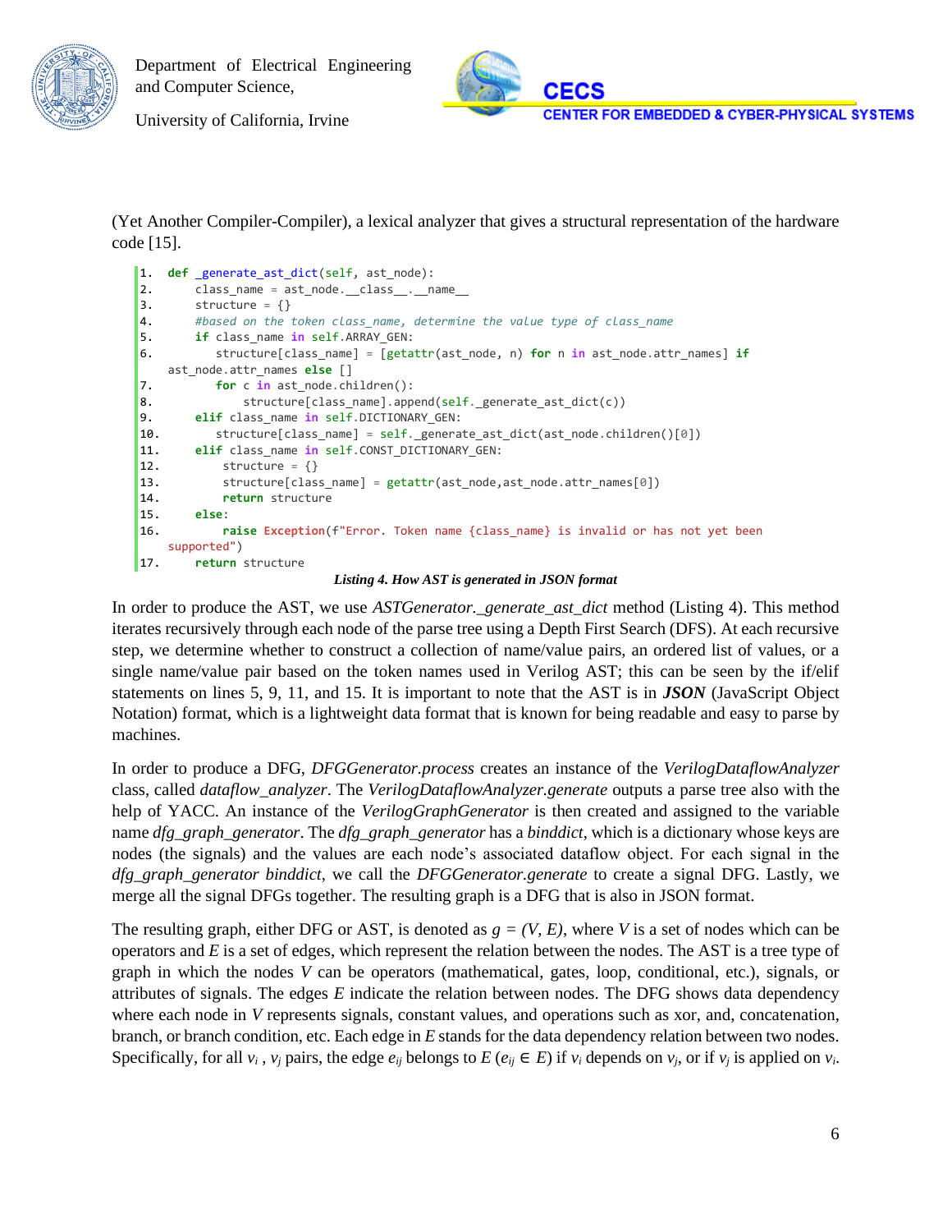(Yet Another Compiler-Compiler), a lexical analyzer that gives a structural representation of the hardware code [15].

```
1.  def _generate_ast_dict(self, ast_node):
2.      class_name = ast_node.__class__.__name__
3.      structure = {}
4.      #based on the token class_name, determine the value type of class_name
5.      if class_name in self.ARRAY_GEN:
6.         structure[class_name] = [getattr(ast_node, n) for n in ast_node.attr_names] if
    ast_node.attr_names else []
7.         for c in ast_node.children():
8.             structure[class_name].append(self._generate_ast_dict(c))
9.      elif class_name in self.DICTIONARY_GEN:
10.        structure[class_name] = self._generate_ast_dict(ast_node.children()[0])
11.     elif class_name in self.CONST_DICTIONARY_GEN:
12.         structure = {}
13.         structure[class_name] = getattr(ast_node,ast_node.attr_names[0])
14.         return structure
15.     else:
16.         raise Exception(f"Error. Token name {class_name} is invalid or has not yet been
    supported")
17.     return structure
```

***Listing 4. How AST is generated in JSON format***

In order to produce the AST, we use *ASTGenerator._generate_ast_dict* method (Listing 4). This method iterates recursively through each node of the parse tree using a Depth First Search (DFS). At each recursive step, we determine whether to construct a collection of name/value pairs, an ordered list of values, or a single name/value pair based on the token names used in Verilog AST; this can be seen by the if/elif statements on lines 5, 9, 11, and 15. It is important to note that the AST is in ***JSON*** (JavaScript Object Notation) format, which is a lightweight data format that is known for being readable and easy to parse by machines.

In order to produce a DFG, *DFGGenerator.process* creates an instance of the *VerilogDataflowAnalyzer* class, called *dataflow_analyzer*. The *VerilogDataflowAnalyzer.generate* outputs a parse tree also with the help of YACC. An instance of the *VerilogGraphGenerator* is then created and assigned to the variable name *dfg_graph_generator*. The *dfg_graph_generator* has a *binddict*, which is a dictionary whose keys are nodes (the signals) and the values are each node's associated dataflow object. For each signal in the *dfg_graph_generator binddict*, we call the *DFGGenerator.generate* to create a signal DFG. Lastly, we merge all the signal DFGs together. The resulting graph is a DFG that is also in JSON format.

The resulting graph, either DFG or AST, is denoted as $g = (V, E)$, where $V$ is a set of nodes which can be operators and $E$ is a set of edges, which represent the relation between the nodes. The AST is a tree type of graph in which the nodes $V$ can be operators (mathematical, gates, loop, conditional, etc.), signals, or attributes of signals. The edges $E$ indicate the relation between nodes. The DFG shows data dependency where each node in $V$ represents signals, constant values, and operations such as xor, and, concatenation, branch, or branch condition, etc. Each edge in $E$ stands for the data dependency relation between two nodes. Specifically, for all $v_i$ , $v_j$ pairs, the edge $e_{ij}$ belongs to $E$ ($e_{ij} \in E$) if $v_i$ depends on $v_j$, or if $v_j$ is applied on $v_i$.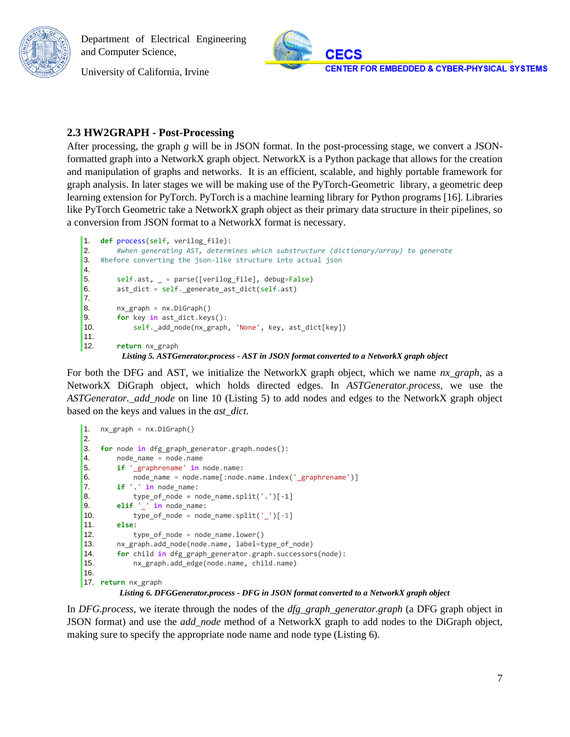## 2.3 HW2GRAPH - Post-Processing

After processing, the graph *g* will be in JSON format. In the post-processing stage, we convert a JSON-formatted graph into a NetworkX graph object. NetworkX is a Python package that allows for the creation and manipulation of graphs and networks. It is an efficient, scalable, and highly portable framework for graph analysis. In later stages we will be making use of the PyTorch-Geometric library, a geometric deep learning extension for PyTorch. PyTorch is a machine learning library for Python programs [16]. Libraries like PyTorch Geometric take a NetworkX graph object as their primary data structure in their pipelines, so a conversion from JSON format to a NetworkX format is necessary.

```
1.  def process(self, verilog_file):
2.      #when generating AST, determines which substructure (dictionary/array) to generate
3.  #before converting the json-like structure into actual json
4.
5.      self.ast, _ = parse([verilog_file], debug=False)
6.      ast_dict = self._generate_ast_dict(self.ast)
7.
8.      nx_graph = nx.DiGraph()
9.      for key in ast_dict.keys():
10.         self._add_node(nx_graph, 'None', key, ast_dict[key])
11.
12.     return nx_graph
```

***Listing 5. ASTGenerator.process - AST in JSON format converted to a NetworkX graph object***

For both the DFG and AST, we initialize the NetworkX graph object, which we name *nx_graph*, as a NetworkX DiGraph object, which holds directed edges. In *ASTGenerator.process*, we use the *ASTGenerator._add_node* on line 10 (Listing 5) to add nodes and edges to the NetworkX graph object based on the keys and values in the *ast_dict*.

```
1.  nx_graph = nx.DiGraph()
2.
3.  for node in dfg_graph_generator.graph.nodes():
4.      node_name = node.name
5.      if '_graphrename' in node.name:
6.          node_name = node.name[:node.name.index('_graphrename')]
7.      if '.' in node_name:
8.          type_of_node = node_name.split('.')[-1]
9.      elif '_' in node_name:
10.         type_of_node = node_name.split('_')[-1]
11.     else:
12.         type_of_node = node_name.lower()
13.     nx_graph.add_node(node.name, label=type_of_node)
14.     for child in dfg_graph_generator.graph.successors(node):
15.         nx_graph.add_edge(node.name, child.name)
16.
17. return nx_graph
```

***Listing 6. DFGGenerator.process - DFG in JSON format converted to a NetworkX graph object***

In *DFG.process*, we iterate through the nodes of the *dfg_graph_generator.graph* (a DFG graph object in JSON format) and use the *add_node* method of a NetworkX graph to add nodes to the DiGraph object, making sure to specify the appropriate node name and node type (Listing 6).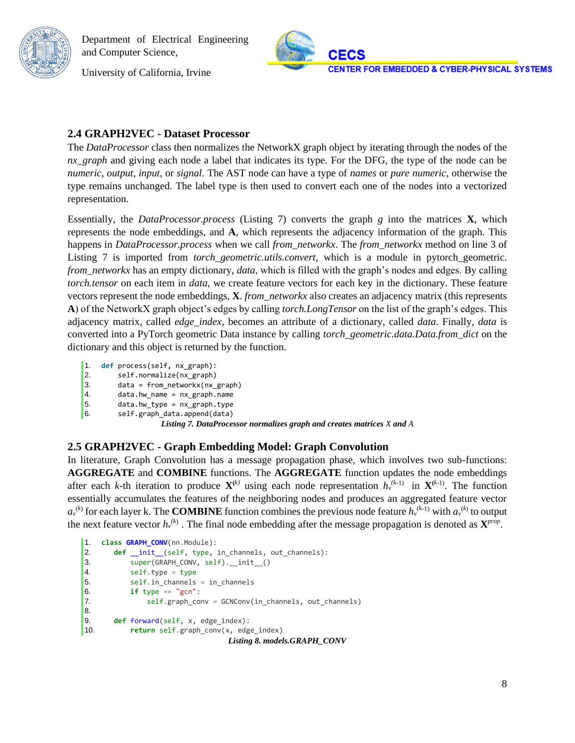## 2.4 GRAPH2VEC - Dataset Processor

The *DataProcessor* class then normalizes the NetworkX graph object by iterating through the nodes of the *nx_graph* and giving each node a label that indicates its type. For the DFG, the type of the node can be *numeric*, *output*, *input*, or *signal*. The AST node can have a type of *names* or *pure numeric*, otherwise the type remains unchanged. The label type is then used to convert each one of the nodes into a vectorized representation.

Essentially, the *DataProcessor.process* (Listing 7) converts the graph *g* into the matrices **X**, which represents the node embeddings, and **A**, which represents the adjacency information of the graph. This happens in *DataProcessor.process* when we call *from_networkx*. The *from_networkx* method on line 3 of Listing 7 is imported from *torch_geometric.utils.convert*, which is a module in pytorch_geometric. *from_networkx* has an empty dictionary, *data*, which is filled with the graph's nodes and edges. By calling *torch.tensor* on each item in *data*, we create feature vectors for each key in the dictionary. These feature vectors represent the node embeddings, **X**. *from_networkx* also creates an adjacency matrix (this represents **A**) of the NetworkX graph object's edges by calling *torch.LongTensor* on the list of the graph's edges. This adjacency matrix, called *edge_index*, becomes an attribute of a dictionary, called *data*. Finally, *data* is converted into a PyTorch geometric Data instance by calling *torch_geometric.data.Data.from_dict* on the dictionary and this object is returned by the function.

```
1.  def process(self, nx_graph):
2.      self.normalize(nx_graph)
3.      data = from_networkx(nx_graph)
4.      data.hw_name = nx_graph.name
5.      data.hw_type = nx_graph.type
6.      self.graph_data.append(data)
```

***Listing 7. DataProcessor normalizes graph and creates matrices X and A***

## 2.5 GRAPH2VEC - Graph Embedding Model: Graph Convolution

In literature, Graph Convolution has a message propagation phase, which involves two sub-functions: **AGGREGATE** and **COMBINE** functions. The **AGGREGATE** function updates the node embeddings after each *k*-th iteration to produce $\mathbf{X}^{(k)}$ using each node representation $h_v^{(k-1)}$ in $\mathbf{X}^{(k-1)}$. The function essentially accumulates the features of the neighboring nodes and produces an aggregated feature vector $a_v^{(k)}$ for each layer k. The **COMBINE** function combines the previous node feature $h_v^{(k-1)}$ with $a_v^{(k)}$ to output the next feature vector $h_v^{(k)}$ . The final node embedding after the message propagation is denoted as $\mathbf{X}^{prop}$.

```
1.  class GRAPH_CONV(nn.Module):
2.      def __init__(self, type, in_channels, out_channels):
3.          super(GRAPH_CONV, self).__init__()
4.          self.type = type
5.          self.in_channels = in_channels
6.          if type == "gcn":
7.              self.graph_conv = GCNConv(in_channels, out_channels)
8.  
9.      def forward(self, x, edge_index):
10.         return self.graph_conv(x, edge_index)
```

***Listing 8. models.GRAPH_CONV***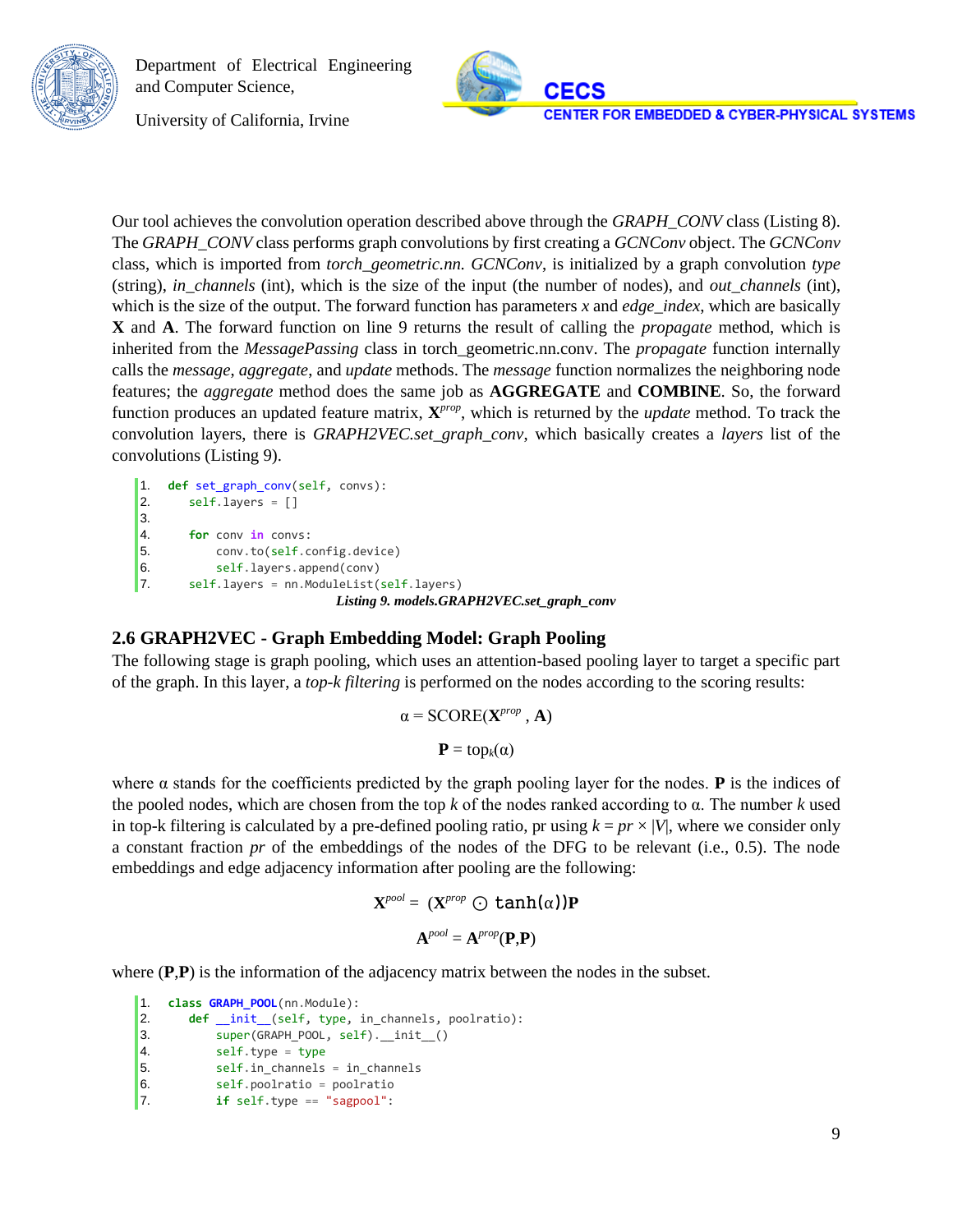Our tool achieves the convolution operation described above through the *GRAPH_CONV* class (Listing 8). The *GRAPH_CONV* class performs graph convolutions by first creating a *GCNConv* object. The *GCNConv* class, which is imported from *torch_geometric.nn. GCNConv*, is initialized by a graph convolution *type* (string), *in_channels* (int), which is the size of the input (the number of nodes), and *out_channels* (int), which is the size of the output. The forward function has parameters *x* and *edge_index*, which are basically **X** and **A**. The forward function on line 9 returns the result of calling the *propagate* method, which is inherited from the *MessagePassing* class in torch_geometric.nn.conv. The *propagate* function internally calls the *message*, *aggregate*, and *update* methods. The *message* function normalizes the neighboring node features; the *aggregate* method does the same job as **AGGREGATE** and **COMBINE**. So, the forward function produces an updated feature matrix, $\mathbf{X}^{prop}$, which is returned by the *update* method. To track the convolution layers, there is *GRAPH2VEC.set_graph_conv*, which basically creates a *layers* list of the convolutions (Listing 9).

```
1.  def set_graph_conv(self, convs):
2.      self.layers = []
3.
4.      for conv in convs:
5.          conv.to(self.config.device)
6.          self.layers.append(conv)
7.      self.layers = nn.ModuleList(self.layers)
```

***Listing 9. models.GRAPH2VEC.set_graph_conv***

## 2.6 GRAPH2VEC - Graph Embedding Model: Graph Pooling

The following stage is graph pooling, which uses an attention-based pooling layer to target a specific part of the graph. In this layer, a *top-k filtering* is performed on the nodes according to the scoring results:

$$\alpha = \text{SCORE}(\mathbf{X}^{prop}, \mathbf{A})$$

$$\mathbf{P} = \text{top}_k(\alpha)$$

where α stands for the coefficients predicted by the graph pooling layer for the nodes. **P** is the indices of the pooled nodes, which are chosen from the top *k* of the nodes ranked according to α. The number *k* used in top-k filtering is calculated by a pre-defined pooling ratio, pr using $k = pr \times |V|$, where we consider only a constant fraction *pr* of the embeddings of the nodes of the DFG to be relevant (i.e., 0.5). The node embeddings and edge adjacency information after pooling are the following:

$$\mathbf{X}^{pool} = (\mathbf{X}^{prop} \odot \tanh(\alpha))\mathbf{P}$$

$$\mathbf{A}^{pool} = \mathbf{A}^{prop}(\mathbf{P},\mathbf{P})$$

where (**P**,**P**) is the information of the adjacency matrix between the nodes in the subset.

```
1.  class GRAPH_POOL(nn.Module):
2.      def __init__(self, type, in_channels, poolratio):
3.          super(GRAPH_POOL, self).__init__()
4.          self.type = type
5.          self.in_channels = in_channels
6.          self.poolratio = poolratio
7.          if self.type == "sagpool":
```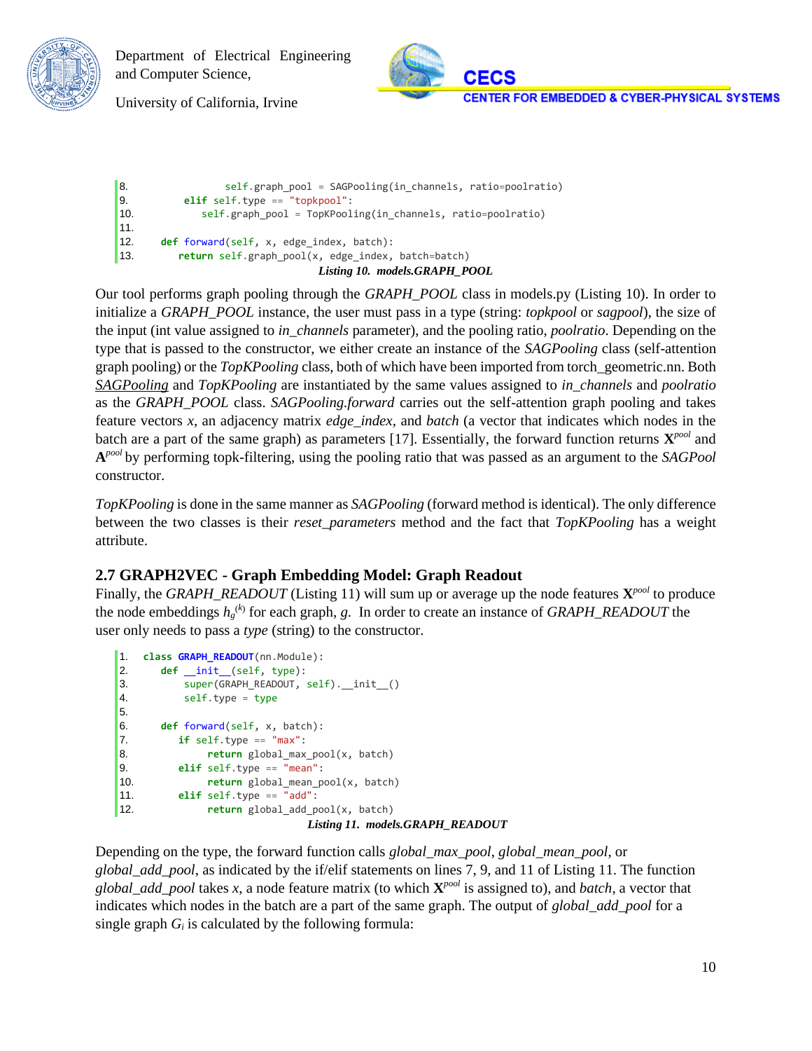```
8.              self.graph_pool = SAGPooling(in_channels, ratio=poolratio)
9.          elif self.type == "topkpool":
10.             self.graph_pool = TopKPooling(in_channels, ratio=poolratio)
11.
12.     def forward(self, x, edge_index, batch):
13.         return self.graph_pool(x, edge_index, batch=batch)
```

***Listing 10. models.GRAPH_POOL***

Our tool performs graph pooling through the *GRAPH_POOL* class in models.py (Listing 10). In order to initialize a *GRAPH_POOL* instance, the user must pass in a type (string: *topkpool* or *sagpool*), the size of the input (int value assigned to *in_channels* parameter), and the pooling ratio, *poolratio*. Depending on the type that is passed to the constructor, we either create an instance of the *SAGPooling* class (self-attention graph pooling) or the *TopKPooling* class, both of which have been imported from torch_geometric.nn. Both *SAGPooling* and *TopKPooling* are instantiated by the same values assigned to *in_channels* and *poolratio* as the *GRAPH_POOL* class. *SAGPooling.forward* carries out the self-attention graph pooling and takes feature vectors *x*, an adjacency matrix *edge_index*, and *batch* (a vector that indicates which nodes in the batch are a part of the same graph) as parameters [17]. Essentially, the forward function returns $\mathbf{X}^{pool}$ and $\mathbf{A}^{pool}$ by performing topk-filtering, using the pooling ratio that was passed as an argument to the *SAGPool* constructor.

*TopKPooling* is done in the same manner as *SAGPooling* (forward method is identical). The only difference between the two classes is their *reset_parameters* method and the fact that *TopKPooling* has a weight attribute.

## 2.7 GRAPH2VEC - Graph Embedding Model: Graph Readout

Finally, the *GRAPH_READOUT* (Listing 11) will sum up or average up the node features $\mathbf{X}^{pool}$ to produce the node embeddings $h_g^{(k)}$ for each graph, *g*. In order to create an instance of *GRAPH_READOUT* the user only needs to pass a *type* (string) to the constructor.

```
1.  class GRAPH_READOUT(nn.Module):
2.      def __init__(self, type):
3.          super(GRAPH_READOUT, self).__init__()
4.          self.type = type
5.
6.      def forward(self, x, batch):
7.          if self.type == "max":
8.              return global_max_pool(x, batch)
9.          elif self.type == "mean":
10.             return global_mean_pool(x, batch)
11.         elif self.type == "add":
12.             return global_add_pool(x, batch)
```

***Listing 11. models.GRAPH_READOUT***

Depending on the type, the forward function calls *global_max_pool*, *global_mean_pool*, or *global_add_pool*, as indicated by the if/elif statements on lines 7, 9, and 11 of Listing 11. The function *global_add_pool* takes *x*, a node feature matrix (to which $\mathbf{X}^{pool}$ is assigned to), and *batch*, a vector that indicates which nodes in the batch are a part of the same graph. The output of *global_add_pool* for a single graph $G_i$ is calculated by the following formula: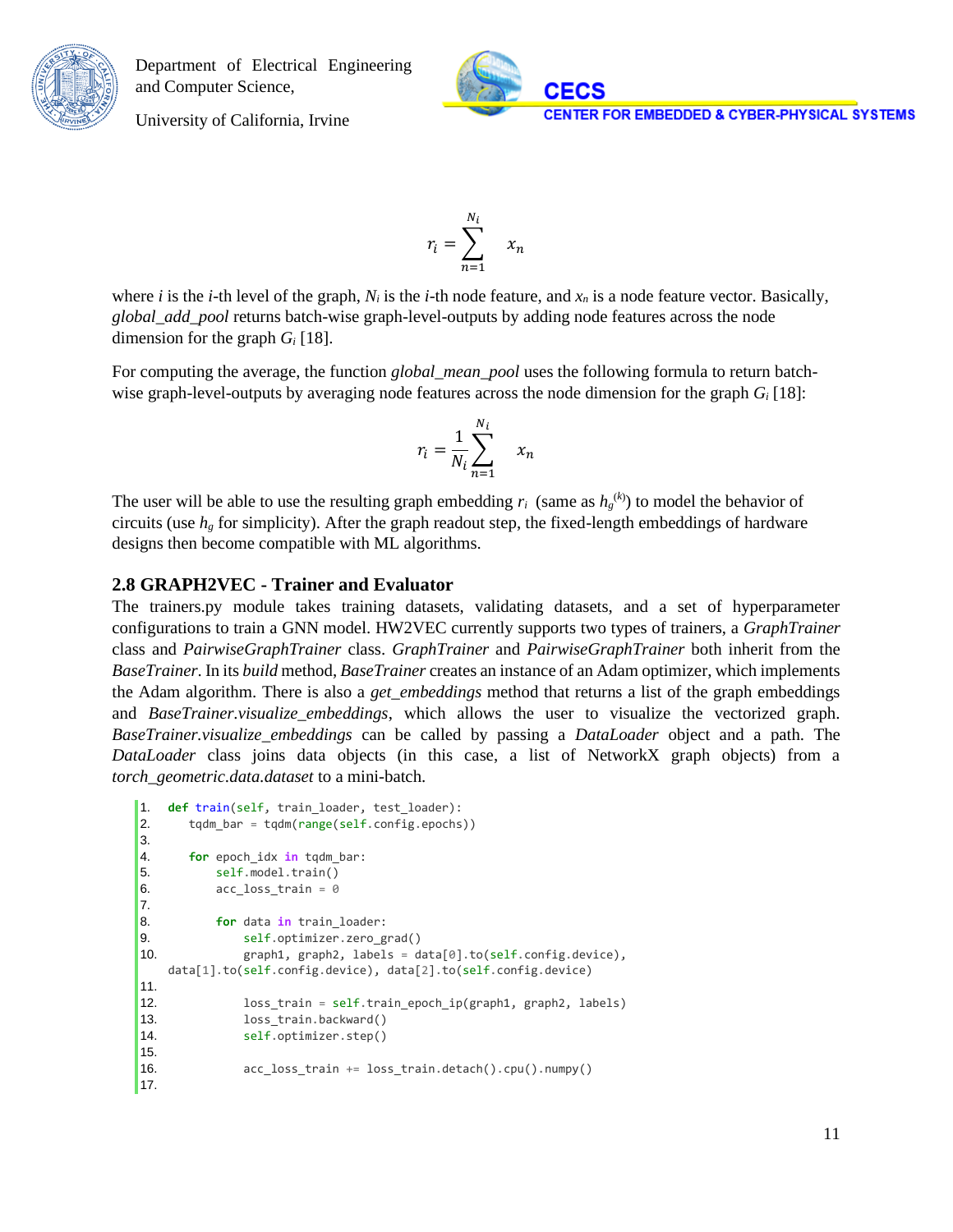$$r_i = \sum_{n=1}^{N_i} x_n$$

where $i$ is the $i$-th level of the graph, $N_i$ is the $i$-th node feature, and $x_n$ is a node feature vector. Basically, *global_add_pool* returns batch-wise graph-level-outputs by adding node features across the node dimension for the graph $G_i$ [18].

For computing the average, the function *global_mean_pool* uses the following formula to return batch-wise graph-level-outputs by averaging node features across the node dimension for the graph $G_i$ [18]:

$$r_i = \frac{1}{N_i} \sum_{n=1}^{N_i} x_n$$

The user will be able to use the resulting graph embedding $r_i$ (same as $h_g^{(k)}$) to model the behavior of circuits (use $h_g$ for simplicity). After the graph readout step, the fixed-length embeddings of hardware designs then become compatible with ML algorithms.

## 2.8 GRAPH2VEC - Trainer and Evaluator

The trainers.py module takes training datasets, validating datasets, and a set of hyperparameter configurations to train a GNN model. HW2VEC currently supports two types of trainers, a *GraphTrainer* class and *PairwiseGraphTrainer* class. *GraphTrainer* and *PairwiseGraphTrainer* both inherit from the *BaseTrainer*. In its *build* method, *BaseTrainer* creates an instance of an Adam optimizer, which implements the Adam algorithm. There is also a *get_embeddings* method that returns a list of the graph embeddings and *BaseTrainer.visualize_embeddings*, which allows the user to visualize the vectorized graph. *BaseTrainer.visualize_embeddings* can be called by passing a *DataLoader* object and a path. The *DataLoader* class joins data objects (in this case, a list of NetworkX graph objects) from a *torch_geometric.data.dataset* to a mini-batch.

```
1.  def train(self, train_loader, test_loader):
2.      tqdm_bar = tqdm(range(self.config.epochs))
3.  
4.      for epoch_idx in tqdm_bar:
5.          self.model.train()
6.          acc_loss_train = 0
7.  
8.          for data in train_loader:
9.              self.optimizer.zero_grad()
10.             graph1, graph2, labels = data[0].to(self.config.device),
    data[1].to(self.config.device), data[2].to(self.config.device)
11. 
12.             loss_train = self.train_epoch_ip(graph1, graph2, labels)
13.             loss_train.backward()
14.             self.optimizer.step()
15. 
16.             acc_loss_train += loss_train.detach().cpu().numpy()
17. 
```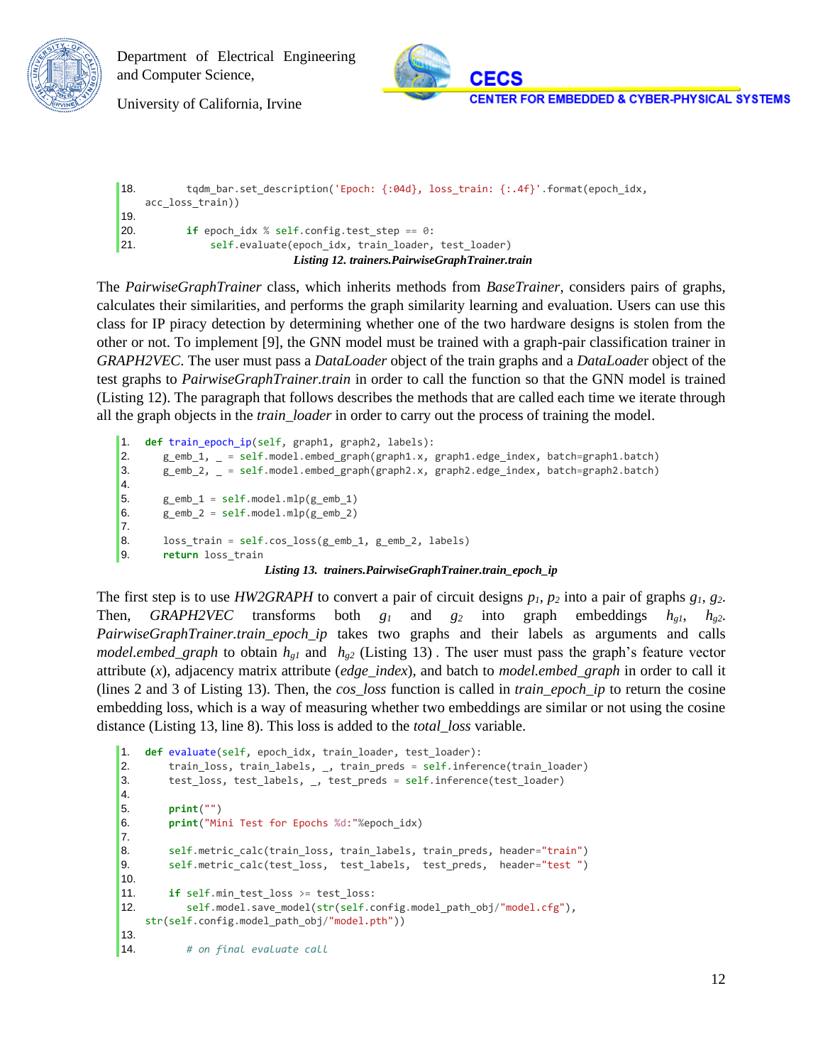```
18.         tqdm_bar.set_description('Epoch: {:04d}, loss_train: {:.4f}'.format(epoch_idx,
    acc_loss_train))
19.
20.         if epoch_idx % self.config.test_step == 0:
21.             self.evaluate(epoch_idx, train_loader, test_loader)
```

***Listing 12. trainers.PairwiseGraphTrainer.train***

The *PairwiseGraphTrainer* class, which inherits methods from *BaseTrainer*, considers pairs of graphs, calculates their similarities, and performs the graph similarity learning and evaluation. Users can use this class for IP piracy detection by determining whether one of the two hardware designs is stolen from the other or not. To implement [9], the GNN model must be trained with a graph-pair classification trainer in *GRAPH2VEC*. The user must pass a *DataLoader* object of the train graphs and a *DataLoader* object of the test graphs to *PairwiseGraphTrainer.train* in order to call the function so that the GNN model is trained (Listing 12). The paragraph that follows describes the methods that are called each time we iterate through all the graph objects in the *train_loader* in order to carry out the process of training the model.

```
1.  def train_epoch_ip(self, graph1, graph2, labels):
2.      g_emb_1, _ = self.model.embed_graph(graph1.x, graph1.edge_index, batch=graph1.batch)
3.      g_emb_2, _ = self.model.embed_graph(graph2.x, graph2.edge_index, batch=graph2.batch)
4.
5.      g_emb_1 = self.model.mlp(g_emb_1)
6.      g_emb_2 = self.model.mlp(g_emb_2)
7.
8.      loss_train = self.cos_loss(g_emb_1, g_emb_2, labels)
9.      return loss_train
```

***Listing 13. trainers.PairwiseGraphTrainer.train_epoch_ip***

The first step is to use *HW2GRAPH* to convert a pair of circuit designs $p_1$, $p_2$ into a pair of graphs $g_1$, $g_2$. Then, *GRAPH2VEC* transforms both $g_1$ and $g_2$ into graph embeddings $h_{g1}$, $h_{g2}$. *PairwiseGraphTrainer.train_epoch_ip* takes two graphs and their labels as arguments and calls *model.embed_graph* to obtain $h_{g1}$ and $h_{g2}$ (Listing 13) . The user must pass the graph's feature vector attribute ($x$), adjacency matrix attribute (*edge_index*), and batch to *model.embed_graph* in order to call it (lines 2 and 3 of Listing 13). Then, the *cos_loss* function is called in *train_epoch_ip* to return the cosine embedding loss, which is a way of measuring whether two embeddings are similar or not using the cosine distance (Listing 13, line 8). This loss is added to the *total_loss* variable.

```
1.  def evaluate(self, epoch_idx, train_loader, test_loader):
2.      train_loss, train_labels, _, train_preds = self.inference(train_loader)
3.      test_loss, test_labels, _, test_preds = self.inference(test_loader)
4.
5.      print("")
6.      print("Mini Test for Epochs %d:"%epoch_idx)
7.
8.      self.metric_calc(train_loss, train_labels, train_preds, header="train")
9.      self.metric_calc(test_loss,  test_labels,  test_preds,  header="test ")
10.
11.     if self.min_test_loss >= test_loss:
12.         self.model.save_model(str(self.config.model_path_obj/"model.cfg"),
    str(self.config.model_path_obj/"model.pth"))
13.
14.         # on final evaluate call
```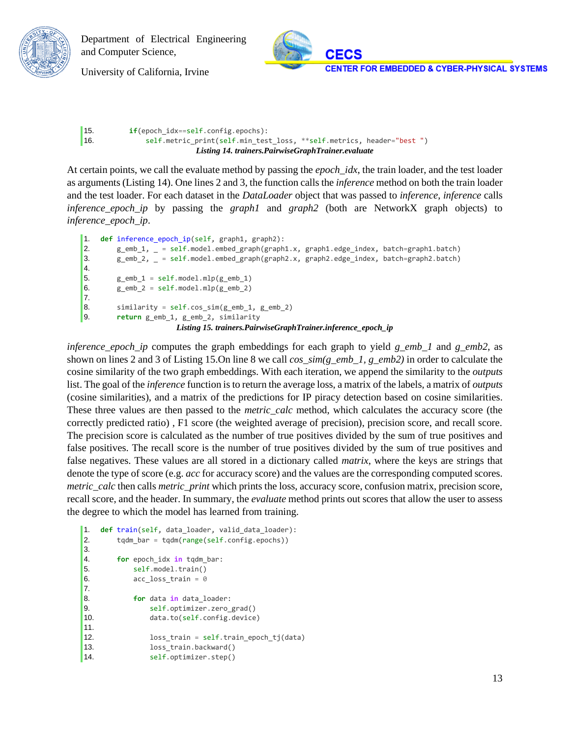```
15.        if(epoch_idx==self.config.epochs):
16.            self.metric_print(self.min_test_loss, **self.metrics, header="best ")
```

***Listing 14. trainers.PairwiseGraphTrainer.evaluate***

At certain points, we call the evaluate method by passing the *epoch_idx*, the train loader, and the test loader as arguments (Listing 14). One lines 2 and 3, the function calls the *inference* method on both the train loader and the test loader. For each dataset in the *DataLoader* object that was passed to *inference*, *inference* calls *inference_epoch_ip* by passing the *graph1* and *graph2* (both are NetworkX graph objects) to *inference_epoch_ip*.

```
1.  def inference_epoch_ip(self, graph1, graph2):
2.      g_emb_1, _ = self.model.embed_graph(graph1.x, graph1.edge_index, batch=graph1.batch)
3.      g_emb_2, _ = self.model.embed_graph(graph2.x, graph2.edge_index, batch=graph2.batch)
4.
5.      g_emb_1 = self.model.mlp(g_emb_1)
6.      g_emb_2 = self.model.mlp(g_emb_2)
7.
8.      similarity = self.cos_sim(g_emb_1, g_emb_2)
9.      return g_emb_1, g_emb_2, similarity
```

***Listing 15. trainers.PairwiseGraphTrainer.inference_epoch_ip***

*inference_epoch_ip* computes the graph embeddings for each graph to yield *g_emb_1* and *g_emb2*, as shown on lines 2 and 3 of Listing 15.On line 8 we call *cos_sim(g_emb_1, g_emb2)* in order to calculate the cosine similarity of the two graph embeddings. With each iteration, we append the similarity to the *outputs* list. The goal of the *inference* function is to return the average loss, a matrix of the labels, a matrix of *outputs* (cosine similarities), and a matrix of the predictions for IP piracy detection based on cosine similarities. These three values are then passed to the *metric_calc* method, which calculates the accuracy score (the correctly predicted ratio) , F1 score (the weighted average of precision), precision score, and recall score. The precision score is calculated as the number of true positives divided by the sum of true positives and false positives. The recall score is the number of true positives divided by the sum of true positives and false negatives. These values are all stored in a dictionary called *matrix*, where the keys are strings that denote the type of score (e.g. *acc* for accuracy score) and the values are the corresponding computed scores. *metric_calc* then calls *metric_print* which prints the loss, accuracy score, confusion matrix, precision score, recall score, and the header. In summary, the *evaluate* method prints out scores that allow the user to assess the degree to which the model has learned from training.

```
1.  def train(self, data_loader, valid_data_loader):
2.      tqdm_bar = tqdm(range(self.config.epochs))
3.
4.      for epoch_idx in tqdm_bar:
5.          self.model.train()
6.          acc_loss_train = 0
7.
8.          for data in data_loader:
9.              self.optimizer.zero_grad()
10.             data.to(self.config.device)
11.
12.             loss_train = self.train_epoch_tj(data)
13.             loss_train.backward()
14.             self.optimizer.step()
```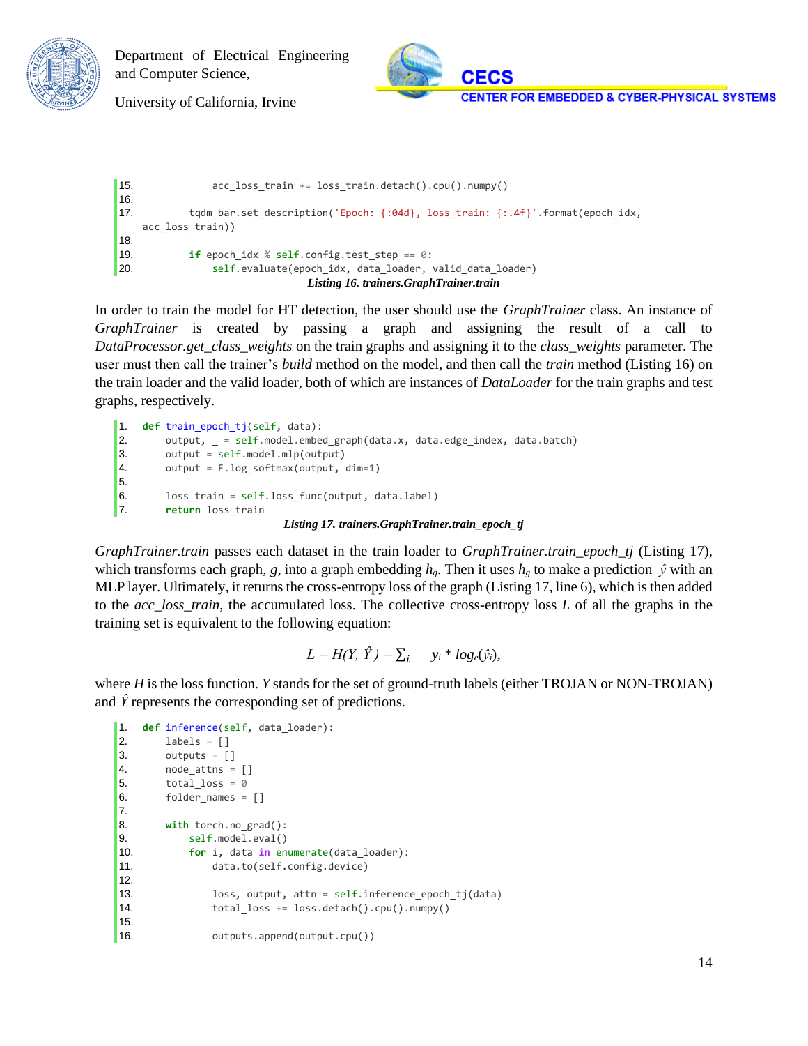```
15.             acc_loss_train += loss_train.detach().cpu().numpy()
16.
17.         tqdm_bar.set_description('Epoch: {:04d}, loss_train: {:.4f}'.format(epoch_idx,
    acc_loss_train))
18.
19.         if epoch_idx % self.config.test_step == 0:
20.             self.evaluate(epoch_idx, data_loader, valid_data_loader)
```

***Listing 16. trainers.GraphTrainer.train***

In order to train the model for HT detection, the user should use the *GraphTrainer* class. An instance of *GraphTrainer* is created by passing a graph and assigning the result of a call to *DataProcessor.get_class_weights* on the train graphs and assigning it to the *class_weights* parameter. The user must then call the trainer's *build* method on the model, and then call the *train* method (Listing 16) on the train loader and the valid loader, both of which are instances of *DataLoader* for the train graphs and test graphs, respectively.

```
1.  def train_epoch_tj(self, data):
2.      output, _ = self.model.embed_graph(data.x, data.edge_index, data.batch)
3.      output = self.model.mlp(output)
4.      output = F.log_softmax(output, dim=1)
5.
6.      loss_train = self.loss_func(output, data.label)
7.      return loss_train
```

***Listing 17. trainers.GraphTrainer.train_epoch_tj***

*GraphTrainer.train* passes each dataset in the train loader to *GraphTrainer.train_epoch_tj* (Listing 17), which transforms each graph, $g$, into a graph embedding $h_g$. Then it uses $h_g$ to make a prediction $\hat{y}$ with an MLP layer. Ultimately, it returns the cross-entropy loss of the graph (Listing 17, line 6), which is then added to the *acc_loss_train*, the accumulated loss. The collective cross-entropy loss $L$ of all the graphs in the training set is equivalent to the following equation:

$$L = H(Y, \hat{Y}) = \sum_i \quad y_i * log_e(\hat{y}_i),$$

where $H$ is the loss function. $Y$ stands for the set of ground-truth labels (either TROJAN or NON-TROJAN) and $\hat{Y}$ represents the corresponding set of predictions.

```
1.  def inference(self, data_loader):
2.      labels = []
3.      outputs = []
4.      node_attns = []
5.      total_loss = 0
6.      folder_names = []
7.
8.      with torch.no_grad():
9.          self.model.eval()
10.         for i, data in enumerate(data_loader):
11.             data.to(self.config.device)
12.
13.             loss, output, attn = self.inference_epoch_tj(data)
14.             total_loss += loss.detach().cpu().numpy()
15.
16.             outputs.append(output.cpu())
```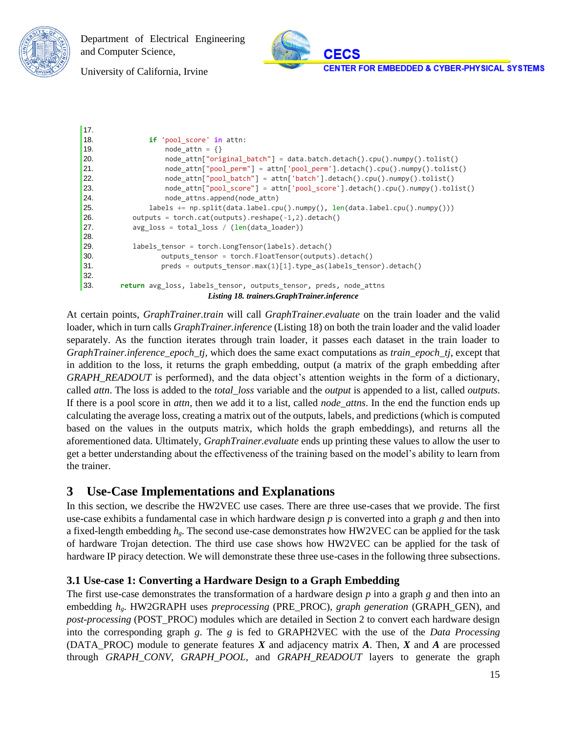```
17.
18.             if 'pool_score' in attn:
19.                 node_attn = {}
20.                 node_attn["original_batch"] = data.batch.detach().cpu().numpy().tolist()
21.                 node_attn["pool_perm"] = attn['pool_perm'].detach().cpu().numpy().tolist()
22.                 node_attn["pool_batch"] = attn['batch'].detach().cpu().numpy().tolist()
23.                 node_attn["pool_score"] = attn['pool_score'].detach().cpu().numpy().tolist()
24.                 node_attns.append(node_attn)
25.             labels += np.split(data.label.cpu().numpy(), len(data.label.cpu().numpy()))
26.         outputs = torch.cat(outputs).reshape(-1,2).detach()
27.         avg_loss = total_loss / (len(data_loader))
28.
29.         labels_tensor = torch.LongTensor(labels).detach()
30.                outputs_tensor = torch.FloatTensor(outputs).detach()
31.                preds = outputs_tensor.max(1)[1].type_as(labels_tensor).detach()
32.
33.     return avg_loss, labels_tensor, outputs_tensor, preds, node_attns
```

***Listing 18. trainers.GraphTrainer.inference***

At certain points, *GraphTrainer.train* will call *GraphTrainer.evaluate* on the train loader and the valid loader, which in turn calls *GraphTrainer.inference* (Listing 18) on both the train loader and the valid loader separately. As the function iterates through train loader, it passes each dataset in the train loader to *GraphTrainer.inference_epoch_tj*, which does the same exact computations as *train_epoch_tj*, except that in addition to the loss, it returns the graph embedding, output (a matrix of the graph embedding after *GRAPH_READOUT* is performed), and the data object's attention weights in the form of a dictionary, called *attn*. The loss is added to the *total_loss* variable and the *output* is appended to a list, called *outputs*. If there is a pool score in *attn*, then we add it to a list, called *node_attns*. In the end the function ends up calculating the average loss, creating a matrix out of the outputs, labels, and predictions (which is computed based on the values in the outputs matrix, which holds the graph embeddings), and returns all the aforementioned data. Ultimately, *GraphTrainer.evaluate* ends up printing these values to allow the user to get a better understanding about the effectiveness of the training based on the model's ability to learn from the trainer.

## 3 Use-Case Implementations and Explanations

In this section, we describe the HW2VEC use cases. There are three use-cases that we provide. The first use-case exhibits a fundamental case in which hardware design $p$ is converted into a graph $g$ and then into a fixed-length embedding $h_g$. The second use-case demonstrates how HW2VEC can be applied for the task of hardware Trojan detection. The third use case shows how HW2VEC can be applied for the task of hardware IP piracy detection. We will demonstrate these three use-cases in the following three subsections.

### 3.1 Use-case 1: Converting a Hardware Design to a Graph Embedding

The first use-case demonstrates the transformation of a hardware design $p$ into a graph $g$ and then into an embedding $h_g$. HW2GRAPH uses *preprocessing* (PRE_PROC), *graph generation* (GRAPH_GEN), and *post-processing* (POST_PROC) modules which are detailed in Section 2 to convert each hardware design into the corresponding graph $g$. The $g$ is fed to GRAPH2VEC with the use of the *Data Processing* (DATA_PROC) module to generate features $\boldsymbol{X}$ and adjacency matrix $\boldsymbol{A}$. Then, $\boldsymbol{X}$ and $\boldsymbol{A}$ are processed through *GRAPH_CONV*, *GRAPH_POOL*, and *GRAPH_READOUT* layers to generate the graph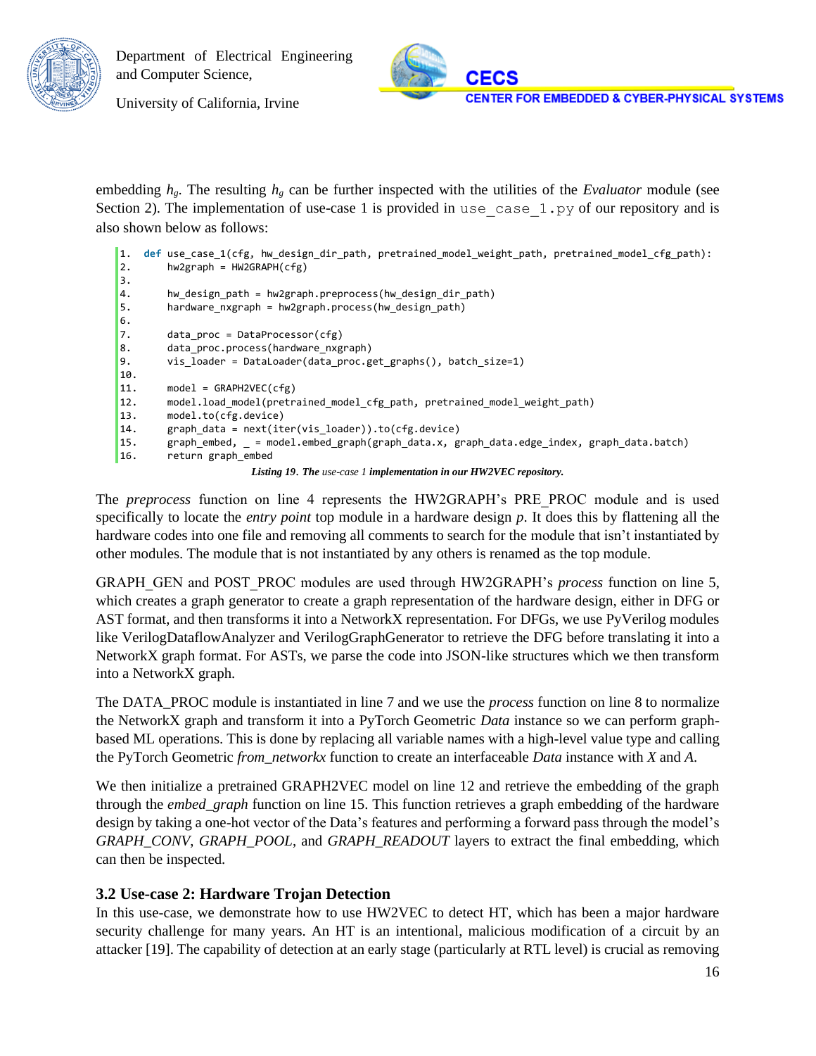embedding $h_g$. The resulting $h_g$ can be further inspected with the utilities of the *Evaluator* module (see Section 2). The implementation of use-case 1 is provided in `use_case_1.py` of our repository and is also shown below as follows:

```
1.  def use_case_1(cfg, hw_design_dir_path, pretrained_model_weight_path, pretrained_model_cfg_path):
2.      hw2graph = HW2GRAPH(cfg)
3.  
4.      hw_design_path = hw2graph.preprocess(hw_design_dir_path)
5.      hardware_nxgraph = hw2graph.process(hw_design_path)
6.  
7.      data_proc = DataProcessor(cfg)
8.      data_proc.process(hardware_nxgraph)
9.      vis_loader = DataLoader(data_proc.get_graphs(), batch_size=1)
10. 
11.     model = GRAPH2VEC(cfg)
12.     model.load_model(pretrained_model_cfg_path, pretrained_model_weight_path)
13.     model.to(cfg.device)
14.     graph_data = next(iter(vis_loader)).to(cfg.device)
15.     graph_embed, _ = model.embed_graph(graph_data.x, graph_data.edge_index, graph_data.batch)
16.     return graph_embed
```

***Listing 19**. **The** use-case 1 **implementation in our HW2VEC repository.***

The *preprocess* function on line 4 represents the HW2GRAPH's PRE_PROC module and is used specifically to locate the *entry point* top module in a hardware design *p*. It does this by flattening all the hardware codes into one file and removing all comments to search for the module that isn't instantiated by other modules. The module that is not instantiated by any others is renamed as the top module.

GRAPH_GEN and POST_PROC modules are used through HW2GRAPH's *process* function on line 5, which creates a graph generator to create a graph representation of the hardware design, either in DFG or AST format, and then transforms it into a NetworkX representation. For DFGs, we use PyVerilog modules like VerilogDataflowAnalyzer and VerilogGraphGenerator to retrieve the DFG before translating it into a NetworkX graph format. For ASTs, we parse the code into JSON-like structures which we then transform into a NetworkX graph.

The DATA_PROC module is instantiated in line 7 and we use the *process* function on line 8 to normalize the NetworkX graph and transform it into a PyTorch Geometric *Data* instance so we can perform graph-based ML operations. This is done by replacing all variable names with a high-level value type and calling the PyTorch Geometric *from_networkx* function to create an interfaceable *Data* instance with *X* and *A*.

We then initialize a pretrained GRAPH2VEC model on line 12 and retrieve the embedding of the graph through the *embed_graph* function on line 15. This function retrieves a graph embedding of the hardware design by taking a one-hot vector of the Data's features and performing a forward pass through the model's *GRAPH_CONV*, *GRAPH_POOL*, and *GRAPH_READOUT* layers to extract the final embedding, which can then be inspected.

### 3.2 Use-case 2: Hardware Trojan Detection

In this use-case, we demonstrate how to use HW2VEC to detect HT, which has been a major hardware security challenge for many years. An HT is an intentional, malicious modification of a circuit by an attacker [19]. The capability of detection at an early stage (particularly at RTL level) is crucial as removing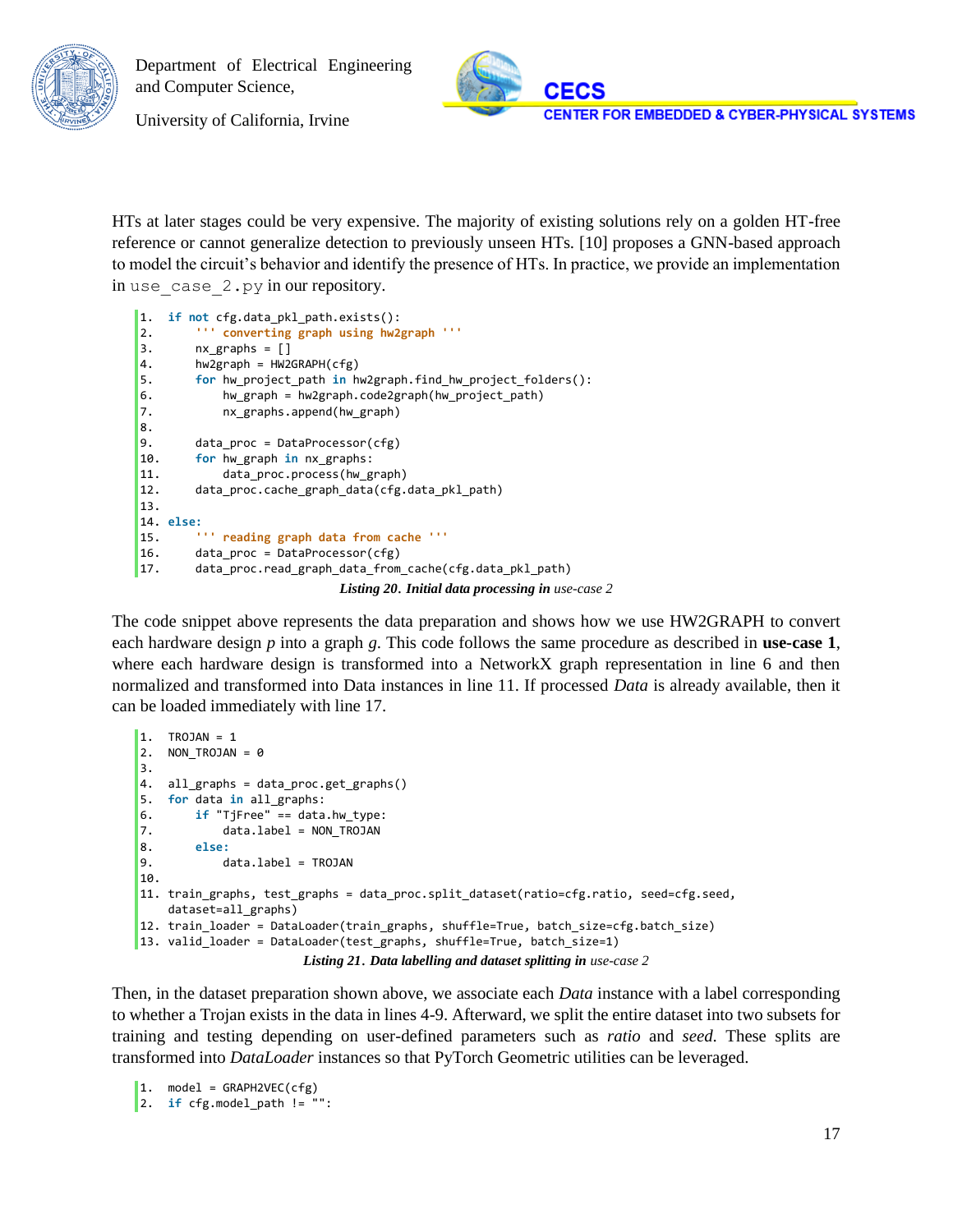HTs at later stages could be very expensive. The majority of existing solutions rely on a golden HT-free reference or cannot generalize detection to previously unseen HTs. [10] proposes a GNN-based approach to model the circuit's behavior and identify the presence of HTs. In practice, we provide an implementation in `use_case_2.py` in our repository.

```
1.  if not cfg.data_pkl_path.exists():
2.      ''' converting graph using hw2graph '''
3.      nx_graphs = []
4.      hw2graph = HW2GRAPH(cfg)
5.      for hw_project_path in hw2graph.find_hw_project_folders():
6.          hw_graph = hw2graph.code2graph(hw_project_path)
7.          nx_graphs.append(hw_graph)
8.  
9.      data_proc = DataProcessor(cfg)
10.     for hw_graph in nx_graphs:
11.         data_proc.process(hw_graph)
12.     data_proc.cache_graph_data(cfg.data_pkl_path)
13. 
14. else:
15.     ''' reading graph data from cache '''
16.     data_proc = DataProcessor(cfg)
17.     data_proc.read_graph_data_from_cache(cfg.data_pkl_path)
```

***Listing 20**. **Initial data processing in** use-case 2*

The code snippet above represents the data preparation and shows how we use HW2GRAPH to convert each hardware design *p* into a graph *g*. This code follows the same procedure as described in **use-case 1**, where each hardware design is transformed into a NetworkX graph representation in line 6 and then normalized and transformed into Data instances in line 11. If processed *Data* is already available, then it can be loaded immediately with line 17.

```
1.  TROJAN = 1
2.  NON_TROJAN = 0
3.  
4.  all_graphs = data_proc.get_graphs()
5.  for data in all_graphs:
6.      if "TjFree" == data.hw_type:
7.          data.label = NON_TROJAN
8.      else:
9.          data.label = TROJAN
10. 
11. train_graphs, test_graphs = data_proc.split_dataset(ratio=cfg.ratio, seed=cfg.seed, 
    dataset=all_graphs)
12. train_loader = DataLoader(train_graphs, shuffle=True, batch_size=cfg.batch_size)
13. valid_loader = DataLoader(test_graphs, shuffle=True, batch_size=1)
```

***Listing 21**. **Data labelling and dataset splitting in** use-case 2*

Then, in the dataset preparation shown above, we associate each *Data* instance with a label corresponding to whether a Trojan exists in the data in lines 4-9. Afterward, we split the entire dataset into two subsets for training and testing depending on user-defined parameters such as *ratio* and *seed*. These splits are transformed into *DataLoader* instances so that PyTorch Geometric utilities can be leveraged.

```
1.  model = GRAPH2VEC(cfg)
2.  if cfg.model_path != "":
```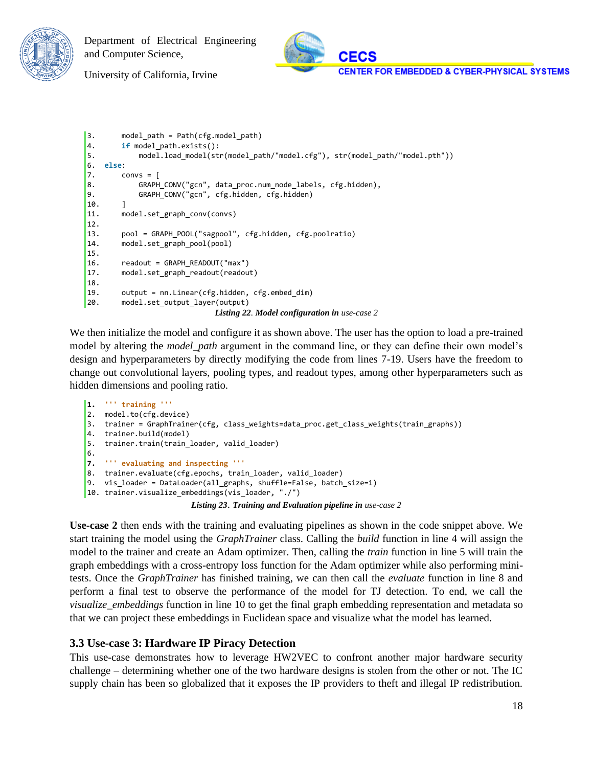```
3.      model_path = Path(cfg.model_path)
4.      if model_path.exists():
5.          model.load_model(str(model_path/"model.cfg"), str(model_path/"model.pth"))
6.  else:
7.      convs = [
8.          GRAPH_CONV("gcn", data_proc.num_node_labels, cfg.hidden),
9.          GRAPH_CONV("gcn", cfg.hidden, cfg.hidden)
10.     ]
11.     model.set_graph_conv(convs)
12.
13.     pool = GRAPH_POOL("sagpool", cfg.hidden, cfg.poolratio)
14.     model.set_graph_pool(pool)
15.
16.     readout = GRAPH_READOUT("max")
17.     model.set_graph_readout(readout)
18.
19.     output = nn.Linear(cfg.hidden, cfg.embed_dim)
20.     model.set_output_layer(output)
```

***Listing 22**. **Model configuration in** use-case 2*

We then initialize the model and configure it as shown above. The user has the option to load a pre-trained model by altering the *model_path* argument in the command line, or they can define their own model's design and hyperparameters by directly modifying the code from lines 7-19. Users have the freedom to change out convolutional layers, pooling types, and readout types, among other hyperparameters such as hidden dimensions and pooling ratio.

```
1.  ''' training '''
2.  model.to(cfg.device)
3.  trainer = GraphTrainer(cfg, class_weights=data_proc.get_class_weights(train_graphs))
4.  trainer.build(model)
5.  trainer.train(train_loader, valid_loader)
6.
7.  ''' evaluating and inspecting '''
8.  trainer.evaluate(cfg.epochs, train_loader, valid_loader)
9.  vis_loader = DataLoader(all_graphs, shuffle=False, batch_size=1)
10. trainer.visualize_embeddings(vis_loader, "./")
```

***Listing 23**. **Training and Evaluation pipeline in** use-case 2*

**Use-case 2** then ends with the training and evaluating pipelines as shown in the code snippet above. We start training the model using the *GraphTrainer* class. Calling the *build* function in line 4 will assign the model to the trainer and create an Adam optimizer. Then, calling the *train* function in line 5 will train the graph embeddings with a cross-entropy loss function for the Adam optimizer while also performing mini-tests. Once the *GraphTrainer* has finished training, we can then call the *evaluate* function in line 8 and perform a final test to observe the performance of the model for TJ detection. To end, we call the *visualize_embeddings* function in line 10 to get the final graph embedding representation and metadata so that we can project these embeddings in Euclidean space and visualize what the model has learned.

### 3.3 Use-case 3: Hardware IP Piracy Detection

This use-case demonstrates how to leverage HW2VEC to confront another major hardware security challenge – determining whether one of the two hardware designs is stolen from the other or not. The IC supply chain has been so globalized that it exposes the IP providers to theft and illegal IP redistribution.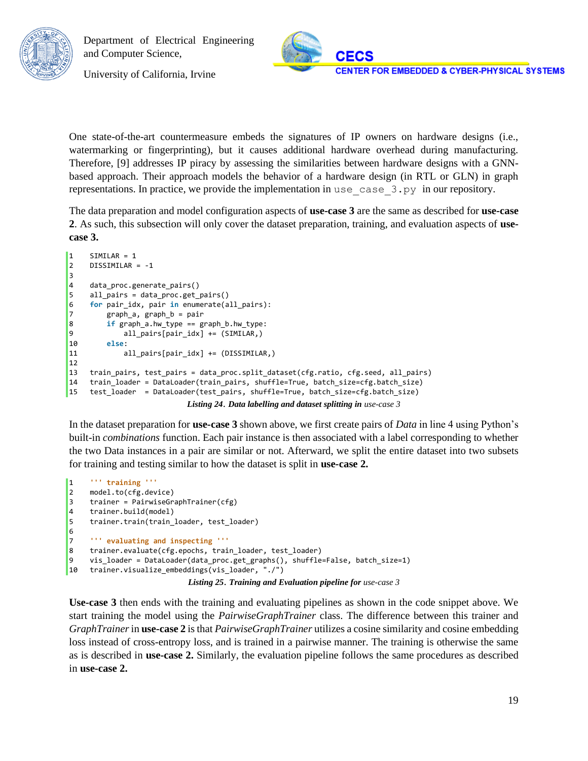One state-of-the-art countermeasure embeds the signatures of IP owners on hardware designs (i.e., watermarking or fingerprinting), but it causes additional hardware overhead during manufacturing. Therefore, [9] addresses IP piracy by assessing the similarities between hardware designs with a GNN-based approach. Their approach models the behavior of a hardware design (in RTL or GLN) in graph representations. In practice, we provide the implementation in `use_case_3.py` in our repository.

The data preparation and model configuration aspects of **use-case 3** are the same as described for **use-case 2**. As such, this subsection will only cover the dataset preparation, training, and evaluation aspects of **use-case 3.**

```
1   SIMILAR = 1
2   DISSIMILAR = -1
3
4   data_proc.generate_pairs()
5   all_pairs = data_proc.get_pairs()
6   for pair_idx, pair in enumerate(all_pairs):
7       graph_a, graph_b = pair
8       if graph_a.hw_type == graph_b.hw_type:
9           all_pairs[pair_idx] += (SIMILAR,)
10      else:
11          all_pairs[pair_idx] += (DISSIMILAR,)
12
13  train_pairs, test_pairs = data_proc.split_dataset(cfg.ratio, cfg.seed, all_pairs)
14  train_loader = DataLoader(train_pairs, shuffle=True, batch_size=cfg.batch_size)
15  test_loader  = DataLoader(test_pairs, shuffle=True, batch_size=cfg.batch_size)
```

***Listing 24. Data labelling and dataset splitting in** use-case 3*

In the dataset preparation for **use-case 3** shown above, we first create pairs of *Data* in line 4 using Python's built-in *combinations* function. Each pair instance is then associated with a label corresponding to whether the two Data instances in a pair are similar or not. Afterward, we split the entire dataset into two subsets for training and testing similar to how the dataset is split in **use-case 2.**

```
1   ''' training '''
2   model.to(cfg.device)
3   trainer = PairwiseGraphTrainer(cfg)
4   trainer.build(model)
5   trainer.train(train_loader, test_loader)
6
7   ''' evaluating and inspecting '''
8   trainer.evaluate(cfg.epochs, train_loader, test_loader)
9   vis_loader = DataLoader(data_proc.get_graphs(), shuffle=False, batch_size=1)
10  trainer.visualize_embeddings(vis_loader, "./")
```

***Listing 25. Training and Evaluation pipeline for** use-case 3*

**Use-case 3** then ends with the training and evaluating pipelines as shown in the code snippet above. We start training the model using the *PairwiseGraphTrainer* class. The difference between this trainer and *GraphTrainer* in **use-case 2** is that *PairwiseGraphTrainer* utilizes a cosine similarity and cosine embedding loss instead of cross-entropy loss, and is trained in a pairwise manner. The training is otherwise the same as is described in **use-case 2.** Similarly, the evaluation pipeline follows the same procedures as described in **use-case 2.**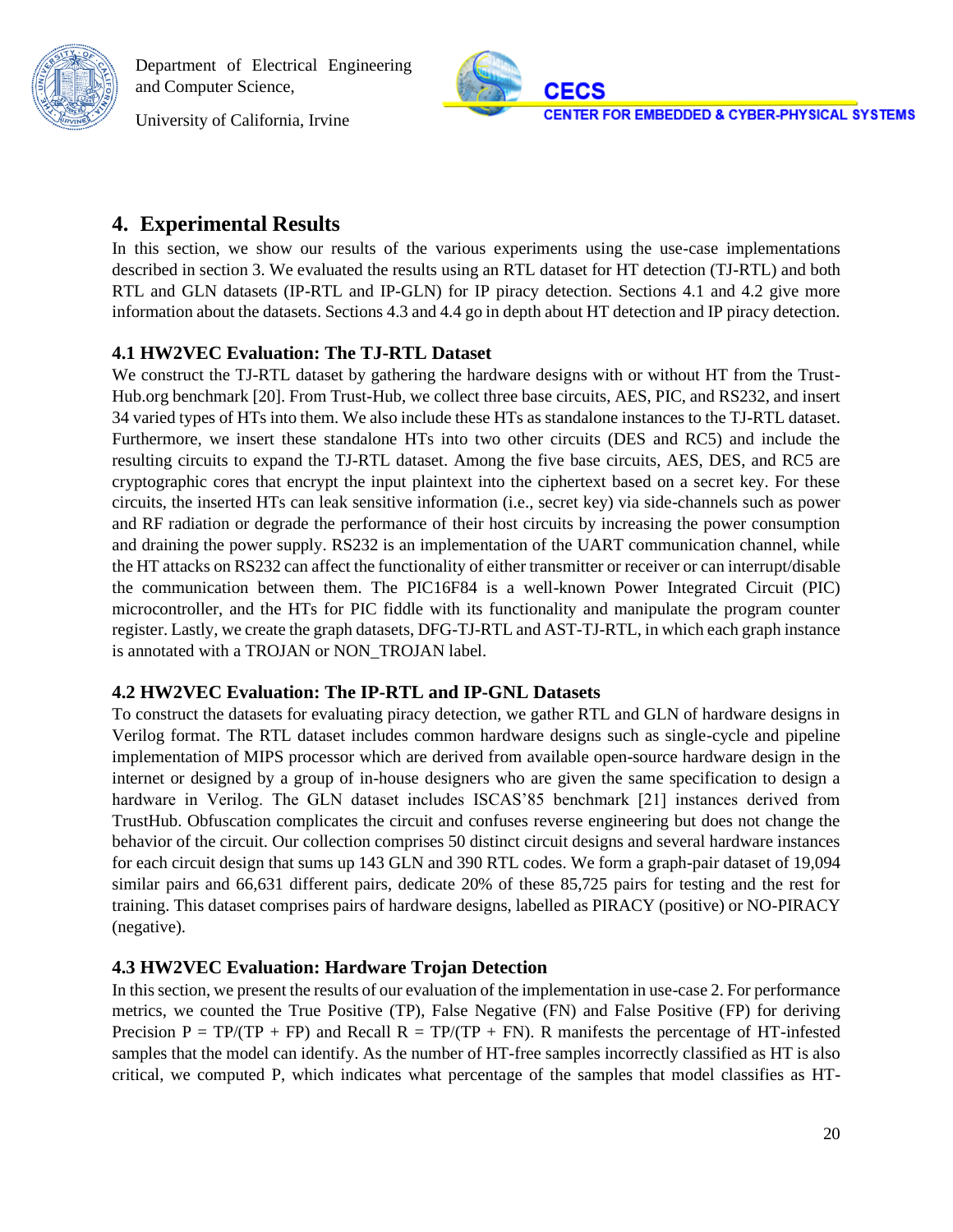## 4. Experimental Results

In this section, we show our results of the various experiments using the use-case implementations described in section 3. We evaluated the results using an RTL dataset for HT detection (TJ-RTL) and both RTL and GLN datasets (IP-RTL and IP-GLN) for IP piracy detection. Sections 4.1 and 4.2 give more information about the datasets. Sections 4.3 and 4.4 go in depth about HT detection and IP piracy detection.

### 4.1 HW2VEC Evaluation: The TJ-RTL Dataset

We construct the TJ-RTL dataset by gathering the hardware designs with or without HT from the Trust-Hub.org benchmark [20]. From Trust-Hub, we collect three base circuits, AES, PIC, and RS232, and insert 34 varied types of HTs into them. We also include these HTs as standalone instances to the TJ-RTL dataset. Furthermore, we insert these standalone HTs into two other circuits (DES and RC5) and include the resulting circuits to expand the TJ-RTL dataset. Among the five base circuits, AES, DES, and RC5 are cryptographic cores that encrypt the input plaintext into the ciphertext based on a secret key. For these circuits, the inserted HTs can leak sensitive information (i.e., secret key) via side-channels such as power and RF radiation or degrade the performance of their host circuits by increasing the power consumption and draining the power supply. RS232 is an implementation of the UART communication channel, while the HT attacks on RS232 can affect the functionality of either transmitter or receiver or can interrupt/disable the communication between them. The PIC16F84 is a well-known Power Integrated Circuit (PIC) microcontroller, and the HTs for PIC fiddle with its functionality and manipulate the program counter register. Lastly, we create the graph datasets, DFG-TJ-RTL and AST-TJ-RTL, in which each graph instance is annotated with a TROJAN or NON_TROJAN label.

### 4.2 HW2VEC Evaluation: The IP-RTL and IP-GNL Datasets

To construct the datasets for evaluating piracy detection, we gather RTL and GLN of hardware designs in Verilog format. The RTL dataset includes common hardware designs such as single-cycle and pipeline implementation of MIPS processor which are derived from available open-source hardware design in the internet or designed by a group of in-house designers who are given the same specification to design a hardware in Verilog. The GLN dataset includes ISCAS'85 benchmark [21] instances derived from TrustHub. Obfuscation complicates the circuit and confuses reverse engineering but does not change the behavior of the circuit. Our collection comprises 50 distinct circuit designs and several hardware instances for each circuit design that sums up 143 GLN and 390 RTL codes. We form a graph-pair dataset of 19,094 similar pairs and 66,631 different pairs, dedicate 20% of these 85,725 pairs for testing and the rest for training. This dataset comprises pairs of hardware designs, labelled as PIRACY (positive) or NO-PIRACY (negative).

### 4.3 HW2VEC Evaluation: Hardware Trojan Detection

In this section, we present the results of our evaluation of the implementation in use-case 2. For performance metrics, we counted the True Positive (TP), False Negative (FN) and False Positive (FP) for deriving Precision $P = TP/(TP + FP)$ and Recall $R = TP/(TP + FN)$. R manifests the percentage of HT-infested samples that the model can identify. As the number of HT-free samples incorrectly classified as HT is also critical, we computed P, which indicates what percentage of the samples that model classifies as HT-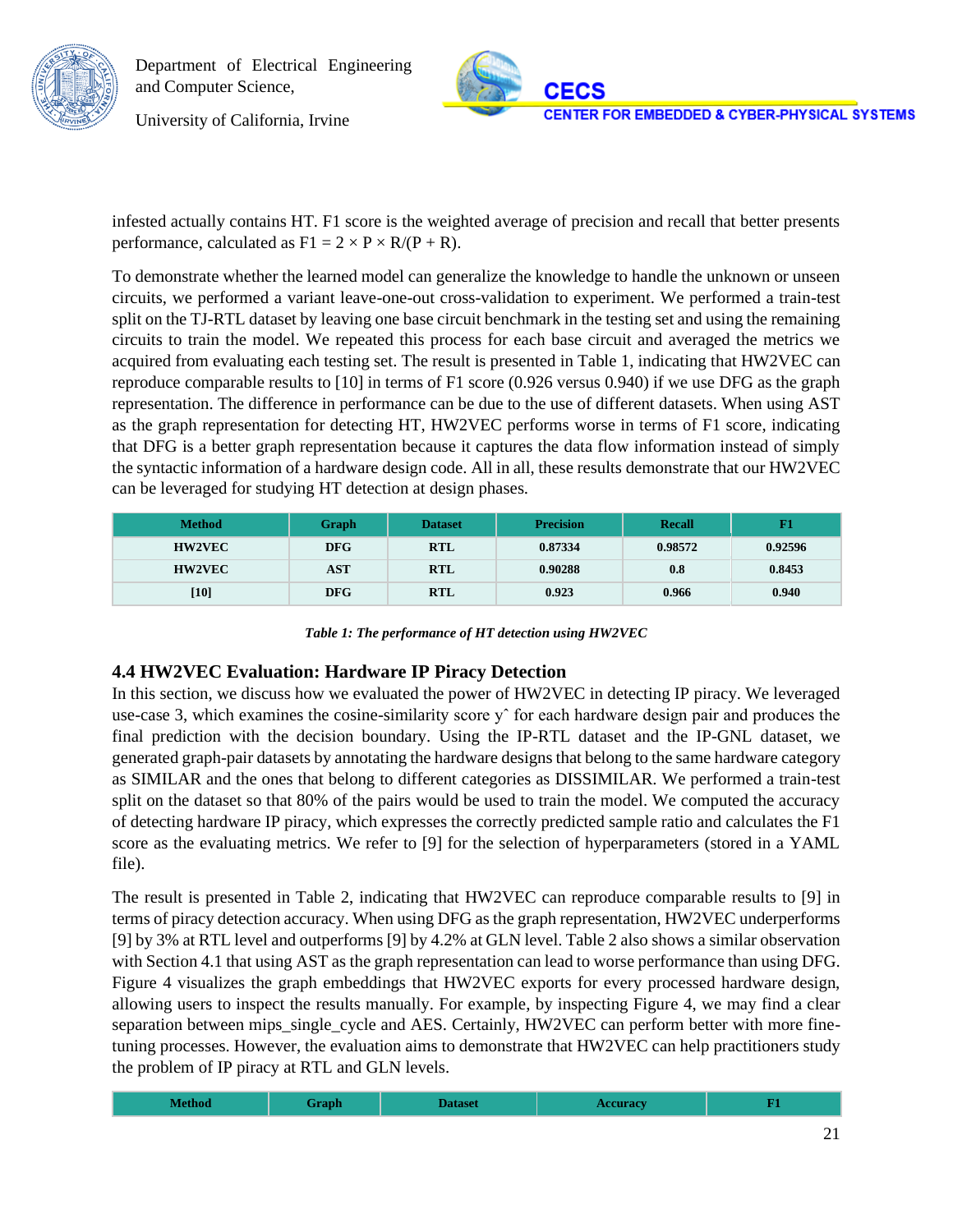infested actually contains HT. F1 score is the weighted average of precision and recall that better presents performance, calculated as F1 = 2 × P × R/(P + R).

To demonstrate whether the learned model can generalize the knowledge to handle the unknown or unseen circuits, we performed a variant leave-one-out cross-validation to experiment. We performed a train-test split on the TJ-RTL dataset by leaving one base circuit benchmark in the testing set and using the remaining circuits to train the model. We repeated this process for each base circuit and averaged the metrics we acquired from evaluating each testing set. The result is presented in Table 1, indicating that HW2VEC can reproduce comparable results to [10] in terms of F1 score (0.926 versus 0.940) if we use DFG as the graph representation. The difference in performance can be due to the use of different datasets. When using AST as the graph representation for detecting HT, HW2VEC performs worse in terms of F1 score, indicating that DFG is a better graph representation because it captures the data flow information instead of simply the syntactic information of a hardware design code. All in all, these results demonstrate that our HW2VEC can be leveraged for studying HT detection at design phases.

| Method | Graph | Dataset | Precision | Recall | F1 |
|---|---|---|---|---|---|
| HW2VEC | DFG | RTL | 0.87334 | 0.98572 | 0.92596 |
| HW2VEC | AST | RTL | 0.90288 | 0.8 | 0.8453 |
| [10] | DFG | RTL | 0.923 | 0.966 | 0.940 |

*Table 1: The performance of HT detection using HW2VEC*

### 4.4 HW2VEC Evaluation: Hardware IP Piracy Detection

In this section, we discuss how we evaluated the power of HW2VEC in detecting IP piracy. We leveraged use-case 3, which examines the cosine-similarity score $\hat{y}$ for each hardware design pair and produces the final prediction with the decision boundary. Using the IP-RTL dataset and the IP-GNL dataset, we generated graph-pair datasets by annotating the hardware designs that belong to the same hardware category as SIMILAR and the ones that belong to different categories as DISSIMILAR. We performed a train-test split on the dataset so that 80% of the pairs would be used to train the model. We computed the accuracy of detecting hardware IP piracy, which expresses the correctly predicted sample ratio and calculates the F1 score as the evaluating metrics. We refer to [9] for the selection of hyperparameters (stored in a YAML file).

The result is presented in Table 2, indicating that HW2VEC can reproduce comparable results to [9] in terms of piracy detection accuracy. When using DFG as the graph representation, HW2VEC underperforms [9] by 3% at RTL level and outperforms [9] by 4.2% at GLN level. Table 2 also shows a similar observation with Section 4.1 that using AST as the graph representation can lead to worse performance than using DFG. Figure 4 visualizes the graph embeddings that HW2VEC exports for every processed hardware design, allowing users to inspect the results manually. For example, by inspecting Figure 4, we may find a clear separation between mips_single_cycle and AES. Certainly, HW2VEC can perform better with more fine-tuning processes. However, the evaluation aims to demonstrate that HW2VEC can help practitioners study the problem of IP piracy at RTL and GLN levels.

| Method | Graph | Dataset | Accuracy | F1 |
|---|---|---|---|---|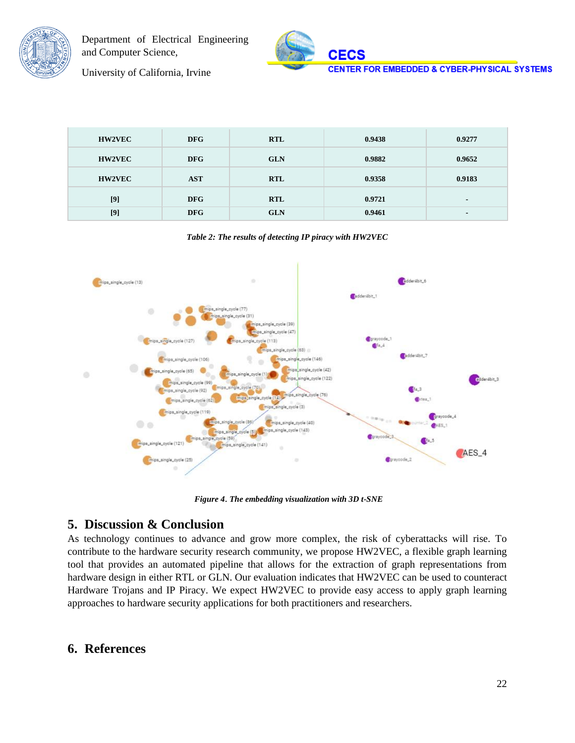| HW2VEC | DFG | RTL | 0.9438 | 0.9277 |
|---|---|---|---|---|
| HW2VEC | DFG | GLN | 0.9882 | 0.9652 |
| HW2VEC | AST | RTL | 0.9358 | 0.9183 |
| [9] | DFG | RTL | 0.9721 | - |
| [9] | DFG | GLN | 0.9461 | - |

*Table 2: The results of detecting IP piracy with HW2VEC*

*Figure 4. The embedding visualization with 3D t-SNE*

## 5. Discussion & Conclusion

As technology continues to advance and grow more complex, the risk of cyberattacks will rise. To contribute to the hardware security research community, we propose HW2VEC, a flexible graph learning tool that provides an automated pipeline that allows for the extraction of graph representations from hardware design in either RTL or GLN. Our evaluation indicates that HW2VEC can be used to counteract Hardware Trojans and IP Piracy. We expect HW2VEC to provide easy access to apply graph learning approaches to hardware security applications for both practitioners and researchers.

## 6. References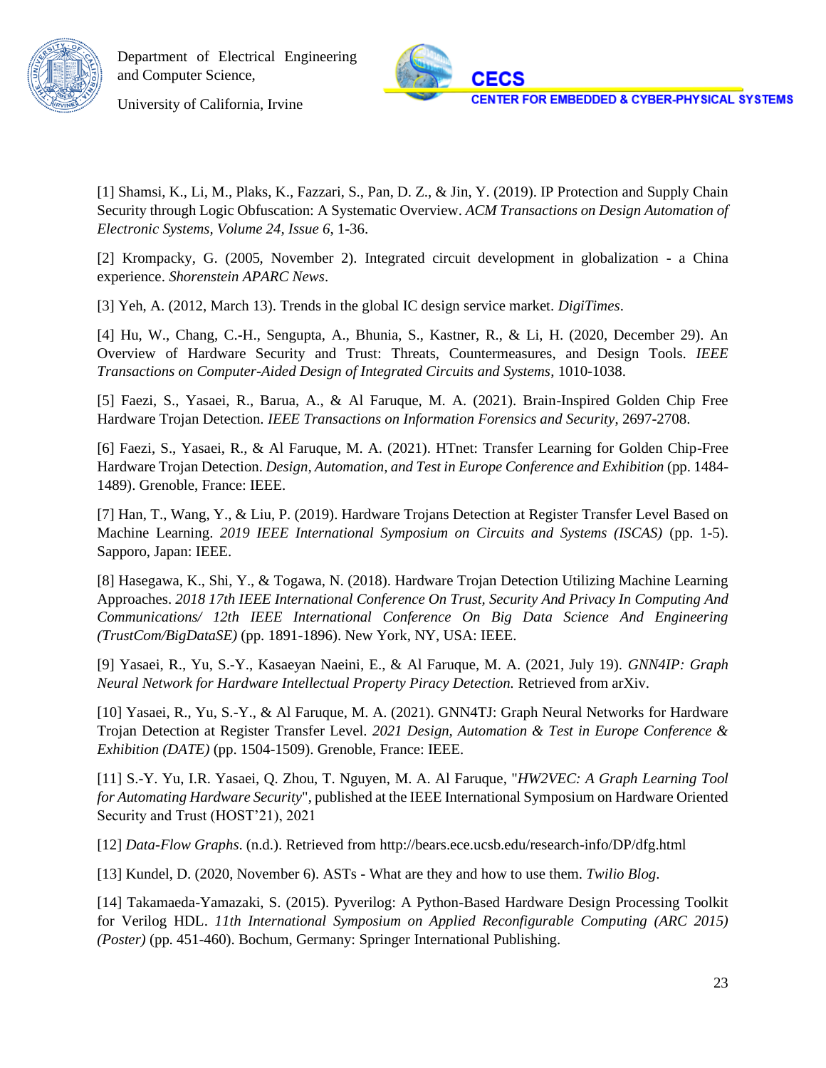[1] Shamsi, K., Li, M., Plaks, K., Fazzari, S., Pan, D. Z., & Jin, Y. (2019). IP Protection and Supply Chain Security through Logic Obfuscation: A Systematic Overview. *ACM Transactions on Design Automation of Electronic Systems, Volume 24, Issue 6*, 1-36.

[2] Krompacky, G. (2005, November 2). Integrated circuit development in globalization - a China experience. *Shorenstein APARC News*.

[3] Yeh, A. (2012, March 13). Trends in the global IC design service market. *DigiTimes*.

[4] Hu, W., Chang, C.-H., Sengupta, A., Bhunia, S., Kastner, R., & Li, H. (2020, December 29). An Overview of Hardware Security and Trust: Threats, Countermeasures, and Design Tools. *IEEE Transactions on Computer-Aided Design of Integrated Circuits and Systems*, 1010-1038.

[5] Faezi, S., Yasaei, R., Barua, A., & Al Faruque, M. A. (2021). Brain-Inspired Golden Chip Free Hardware Trojan Detection. *IEEE Transactions on Information Forensics and Security*, 2697-2708.

[6] Faezi, S., Yasaei, R., & Al Faruque, M. A. (2021). HTnet: Transfer Learning for Golden Chip-Free Hardware Trojan Detection. *Design, Automation, and Test in Europe Conference and Exhibition* (pp. 1484-1489). Grenoble, France: IEEE.

[7] Han, T., Wang, Y., & Liu, P. (2019). Hardware Trojans Detection at Register Transfer Level Based on Machine Learning. *2019 IEEE International Symposium on Circuits and Systems (ISCAS)* (pp. 1-5). Sapporo, Japan: IEEE.

[8] Hasegawa, K., Shi, Y., & Togawa, N. (2018). Hardware Trojan Detection Utilizing Machine Learning Approaches. *2018 17th IEEE International Conference On Trust, Security And Privacy In Computing And Communications/ 12th IEEE International Conference On Big Data Science And Engineering (TrustCom/BigDataSE)* (pp. 1891-1896). New York, NY, USA: IEEE.

[9] Yasaei, R., Yu, S.-Y., Kasaeyan Naeini, E., & Al Faruque, M. A. (2021, July 19). *GNN4IP: Graph Neural Network for Hardware Intellectual Property Piracy Detection.* Retrieved from arXiv.

[10] Yasaei, R., Yu, S.-Y., & Al Faruque, M. A. (2021). GNN4TJ: Graph Neural Networks for Hardware Trojan Detection at Register Transfer Level. *2021 Design, Automation & Test in Europe Conference & Exhibition (DATE)* (pp. 1504-1509). Grenoble, France: IEEE.

[11] S.-Y. Yu, I.R. Yasaei, Q. Zhou, T. Nguyen, M. A. Al Faruque, "*HW2VEC: A Graph Learning Tool for Automating Hardware Security*", published at the IEEE International Symposium on Hardware Oriented Security and Trust (HOST'21), 2021

[12] *Data-Flow Graphs*. (n.d.). Retrieved from http://bears.ece.ucsb.edu/research-info/DP/dfg.html

[13] Kundel, D. (2020, November 6). ASTs - What are they and how to use them. *Twilio Blog*.

[14] Takamaeda-Yamazaki, S. (2015). Pyverilog: A Python-Based Hardware Design Processing Toolkit for Verilog HDL. *11th International Symposium on Applied Reconfigurable Computing (ARC 2015) (Poster)* (pp. 451-460). Bochum, Germany: Springer International Publishing.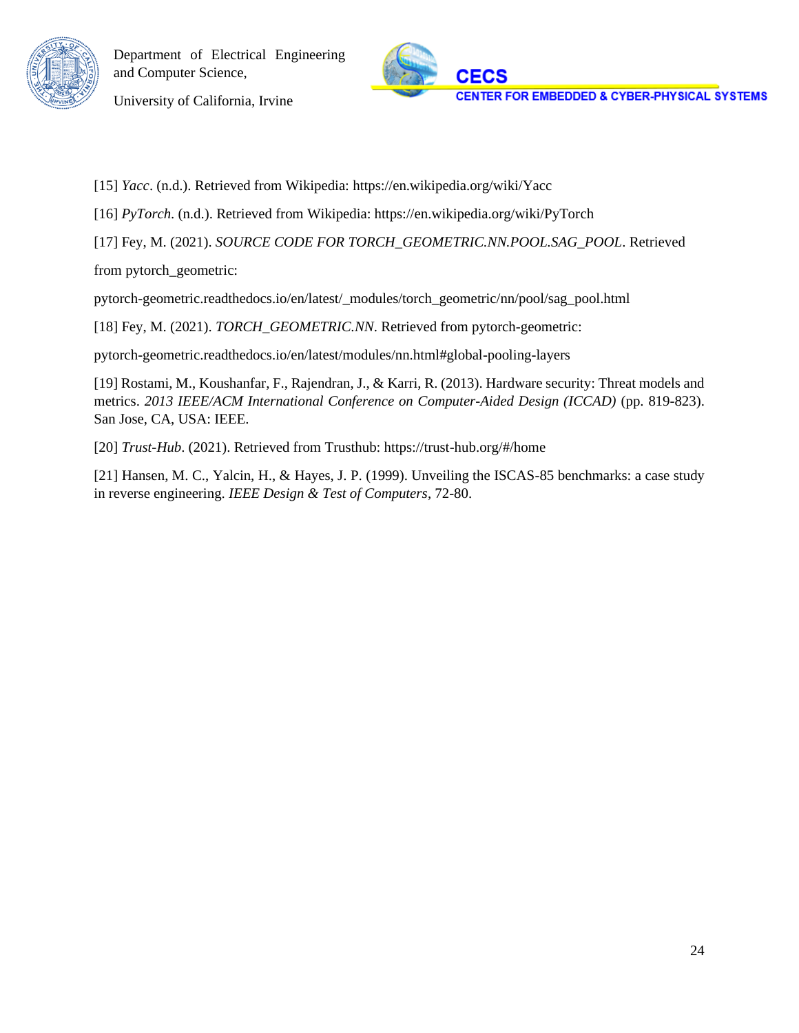[15] *Yacc*. (n.d.). Retrieved from Wikipedia: https://en.wikipedia.org/wiki/Yacc

[16] *PyTorch*. (n.d.). Retrieved from Wikipedia: https://en.wikipedia.org/wiki/PyTorch

[17] Fey, M. (2021). *SOURCE CODE FOR TORCH_GEOMETRIC.NN.POOL.SAG_POOL*. Retrieved from pytorch_geometric:

pytorch-geometric.readthedocs.io/en/latest/_modules/torch_geometric/nn/pool/sag_pool.html

[18] Fey, M. (2021). *TORCH_GEOMETRIC.NN*. Retrieved from pytorch-geometric:

pytorch-geometric.readthedocs.io/en/latest/modules/nn.html#global-pooling-layers

[19] Rostami, M., Koushanfar, F., Rajendran, J., & Karri, R. (2013). Hardware security: Threat models and metrics. *2013 IEEE/ACM International Conference on Computer-Aided Design (ICCAD)* (pp. 819-823). San Jose, CA, USA: IEEE.

[20] *Trust-Hub*. (2021). Retrieved from Trusthub: https://trust-hub.org/#/home

[21] Hansen, M. C., Yalcin, H., & Hayes, J. P. (1999). Unveiling the ISCAS-85 benchmarks: a case study in reverse engineering. *IEEE Design & Test of Computers*, 72-80.